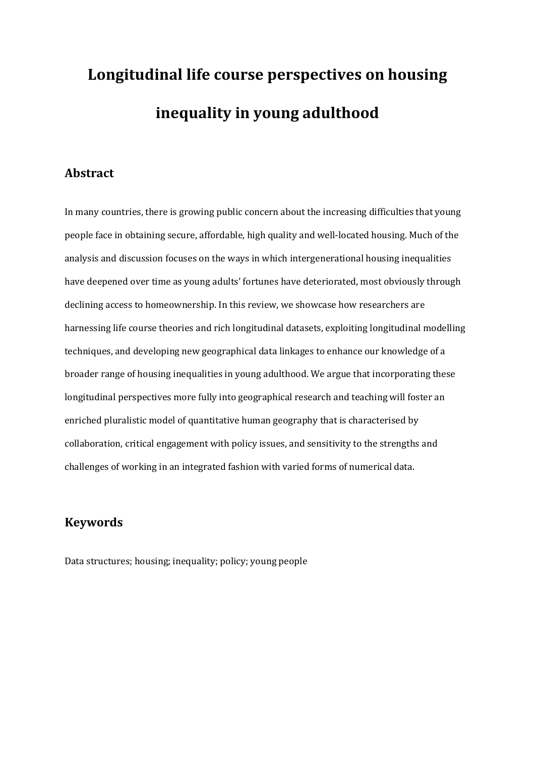# Longitudinal life course perspectives on housing inequality in young adulthood

## Abstract

In many countries, there is growing public concern about the increasing difficulties that young people face in obtaining secure, affordable, high quality and well-located housing. Much of the analysis and discussion focuses on the ways in which intergenerational housing inequalities have deepened over time as young adults' fortunes have deteriorated, most obviously through declining access to homeownership. In this review, we showcase how researchers are harnessing life course theories and rich longitudinal datasets, exploiting longitudinal modelling techniques, and developing new geographical data linkages to enhance our knowledge of a broader range of housing inequalities in young adulthood. We argue that incorporating these longitudinal perspectives more fully into geographical research and teaching will foster an enriched pluralistic model of quantitative human geography that is characterised by collaboration, critical engagement with policy issues, and sensitivity to the strengths and challenges of working in an integrated fashion with varied forms of numerical data.

## Keywords

Data structures; housing; inequality; policy; young people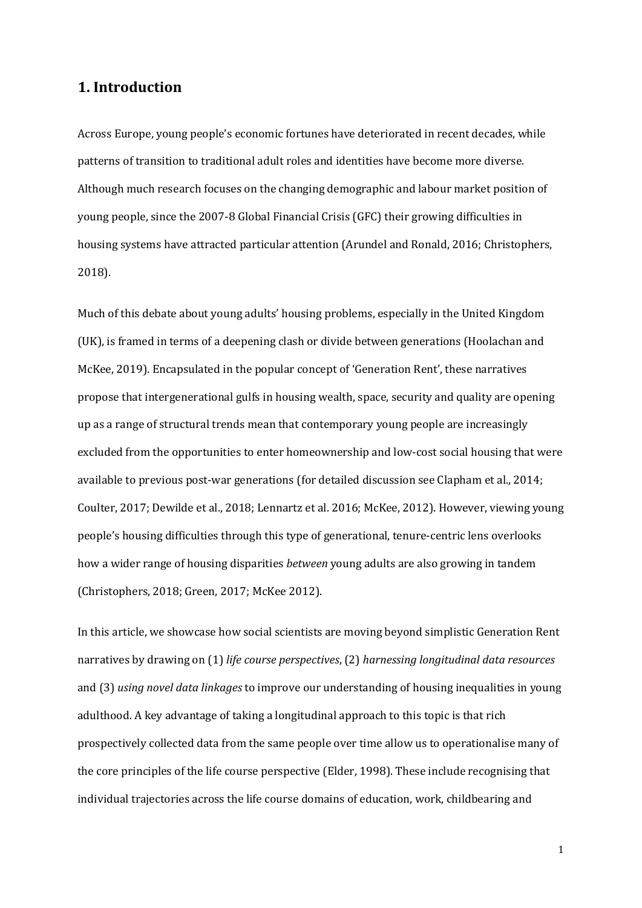## 1. Introduction

Across Europe, young people's economic fortunes have deteriorated in recent decades, while patterns of transition to traditional adult roles and identities have become more diverse. Although much research focuses on the changing demographic and labour market position of young people, since the 2007-8 Global Financial Crisis (GFC) their growing difficulties in housing systems have attracted particular attention (Arundel and Ronald, 2016; Christophers, 2018).

Much of this debate about young adults' housing problems, especially in the United Kingdom (UK), is framed in terms of a deepening clash or divide between generations (Hoolachan and McKee, 2019). Encapsulated in the popular concept of 'Generation Rent', these narratives propose that intergenerational gulfs in housing wealth, space, security and quality are opening up as a range of structural trends mean that contemporary young people are increasingly excluded from the opportunities to enter homeownership and low-cost social housing that were available to previous post-war generations (for detailed discussion see Clapham et al., 2014; Coulter, 2017; Dewilde et al., 2018; Lennartz et al. 2016; McKee, 2012). However, viewing young people's housing difficulties through this type of generational, tenure-centric lens overlooks how a wider range of housing disparities *between* young adults are also growing in tandem (Christophers, 2018; Green, 2017; McKee 2012).

In this article, we showcase how social scientists are moving beyond simplistic Generation Rent narratives by drawing on (1) *life course perspectives*, (2) *harnessing longitudinal data resources* and (3) *using novel data linkages* to improve our understanding of housing inequalities in young adulthood. A key advantage of taking a longitudinal approach to this topic is that rich prospectively collected data from the same people over time allow us to operationalise many of the core principles of the life course perspective (Elder, 1998). These include recognising that individual trajectories across the life course domains of education, work, childbearing and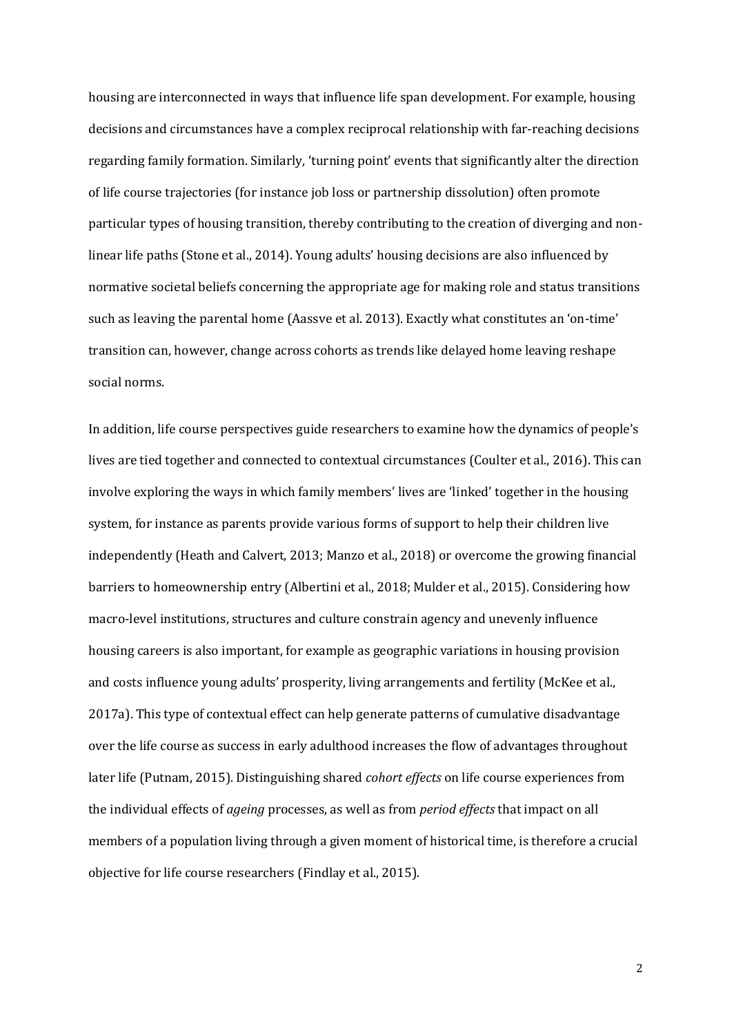housing are interconnected in ways that influence life span development. For example, housing decisions and circumstances have a complex reciprocal relationship with far-reaching decisions regarding family formation. Similarly, 'turning point' events that significantly alter the direction of life course trajectories (for instance job loss or partnership dissolution) often promote particular types of housing transition, thereby contributing to the creation of diverging and non-linear life paths (Stone et al., 2014). Young adults' housing decisions are also influenced by normative societal beliefs concerning the appropriate age for making role and status transitions such as leaving the parental home (Aassve et al. 2013). Exactly what constitutes an 'on-time' transition can, however, change across cohorts as trends like delayed home leaving reshape social norms.

In addition, life course perspectives guide researchers to examine how the dynamics of people's lives are tied together and connected to contextual circumstances (Coulter et al., 2016). This can involve exploring the ways in which family members' lives are 'linked' together in the housing system, for instance as parents provide various forms of support to help their children live independently (Heath and Calvert, 2013; Manzo et al., 2018) or overcome the growing financial barriers to homeownership entry (Albertini et al., 2018; Mulder et al., 2015). Considering how macro-level institutions, structures and culture constrain agency and unevenly influence housing careers is also important, for example as geographic variations in housing provision and costs influence young adults' prosperity, living arrangements and fertility (McKee et al., 2017a). This type of contextual effect can help generate patterns of cumulative disadvantage over the life course as success in early adulthood increases the flow of advantages throughout later life (Putnam, 2015). Distinguishing shared *cohort effects* on life course experiences from the individual effects of *ageing* processes, as well as from *period effects* that impact on all members of a population living through a given moment of historical time, is therefore a crucial objective for life course researchers (Findlay et al., 2015).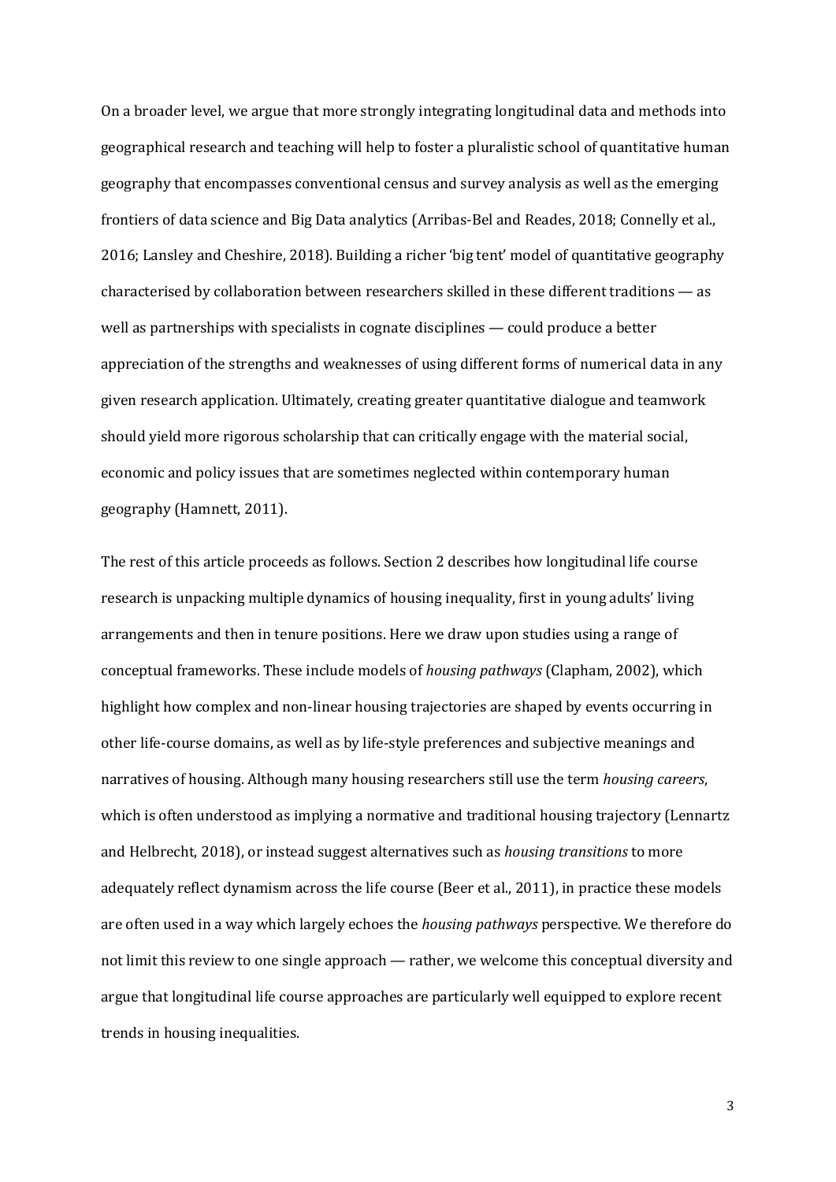On a broader level, we argue that more strongly integrating longitudinal data and methods into geographical research and teaching will help to foster a pluralistic school of quantitative human geography that encompasses conventional census and survey analysis as well as the emerging frontiers of data science and Big Data analytics (Arribas-Bel and Reades, 2018; Connelly et al., 2016; Lansley and Cheshire, 2018). Building a richer 'big tent' model of quantitative geography characterised by collaboration between researchers skilled in these different traditions — as well as partnerships with specialists in cognate disciplines — could produce a better appreciation of the strengths and weaknesses of using different forms of numerical data in any given research application. Ultimately, creating greater quantitative dialogue and teamwork should yield more rigorous scholarship that can critically engage with the material social, economic and policy issues that are sometimes neglected within contemporary human geography (Hamnett, 2011).

The rest of this article proceeds as follows. Section 2 describes how longitudinal life course research is unpacking multiple dynamics of housing inequality, first in young adults' living arrangements and then in tenure positions. Here we draw upon studies using a range of conceptual frameworks. These include models of *housing pathways* (Clapham, 2002), which highlight how complex and non-linear housing trajectories are shaped by events occurring in other life-course domains, as well as by life-style preferences and subjective meanings and narratives of housing. Although many housing researchers still use the term *housing careers*, which is often understood as implying a normative and traditional housing trajectory (Lennartz and Helbrecht, 2018), or instead suggest alternatives such as *housing transitions* to more adequately reflect dynamism across the life course (Beer et al., 2011), in practice these models are often used in a way which largely echoes the *housing pathways* perspective. We therefore do not limit this review to one single approach — rather, we welcome this conceptual diversity and argue that longitudinal life course approaches are particularly well equipped to explore recent trends in housing inequalities.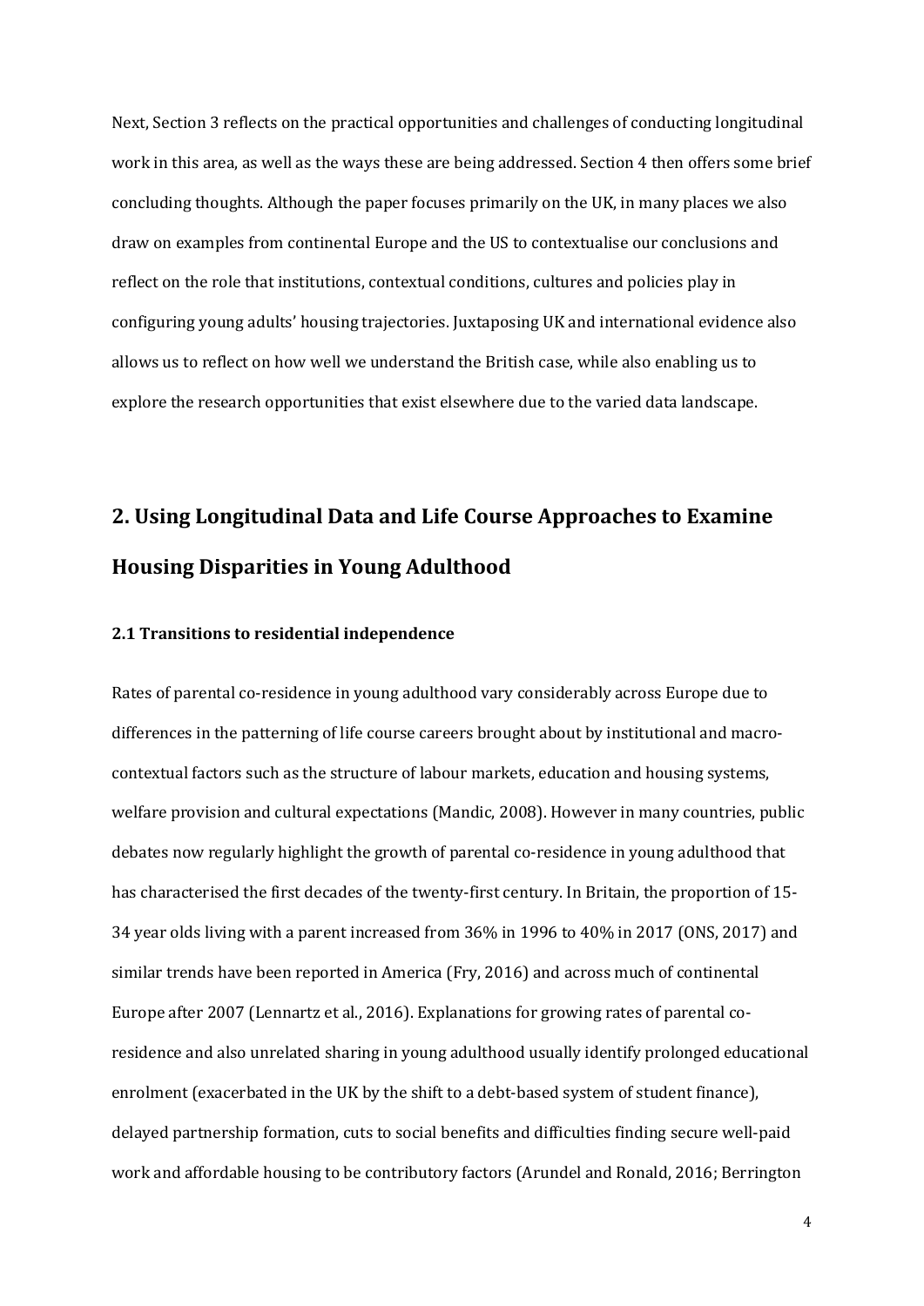Next, Section 3 reflects on the practical opportunities and challenges of conducting longitudinal work in this area, as well as the ways these are being addressed. Section 4 then offers some brief concluding thoughts. Although the paper focuses primarily on the UK, in many places we also draw on examples from continental Europe and the US to contextualise our conclusions and reflect on the role that institutions, contextual conditions, cultures and policies play in configuring young adults' housing trajectories. Juxtaposing UK and international evidence also allows us to reflect on how well we understand the British case, while also enabling us to explore the research opportunities that exist elsewhere due to the varied data landscape.

## 2. Using Longitudinal Data and Life Course Approaches to Examine Housing Disparities in Young Adulthood

### 2.1 Transitions to residential independence

Rates of parental co-residence in young adulthood vary considerably across Europe due to differences in the patterning of life course careers brought about by institutional and macro-contextual factors such as the structure of labour markets, education and housing systems, welfare provision and cultural expectations (Mandic, 2008). However in many countries, public debates now regularly highlight the growth of parental co-residence in young adulthood that has characterised the first decades of the twenty-first century. In Britain, the proportion of 15-34 year olds living with a parent increased from 36% in 1996 to 40% in 2017 (ONS, 2017) and similar trends have been reported in America (Fry, 2016) and across much of continental Europe after 2007 (Lennartz et al., 2016). Explanations for growing rates of parental co-residence and also unrelated sharing in young adulthood usually identify prolonged educational enrolment (exacerbated in the UK by the shift to a debt-based system of student finance), delayed partnership formation, cuts to social benefits and difficulties finding secure well-paid work and affordable housing to be contributory factors (Arundel and Ronald, 2016; Berrington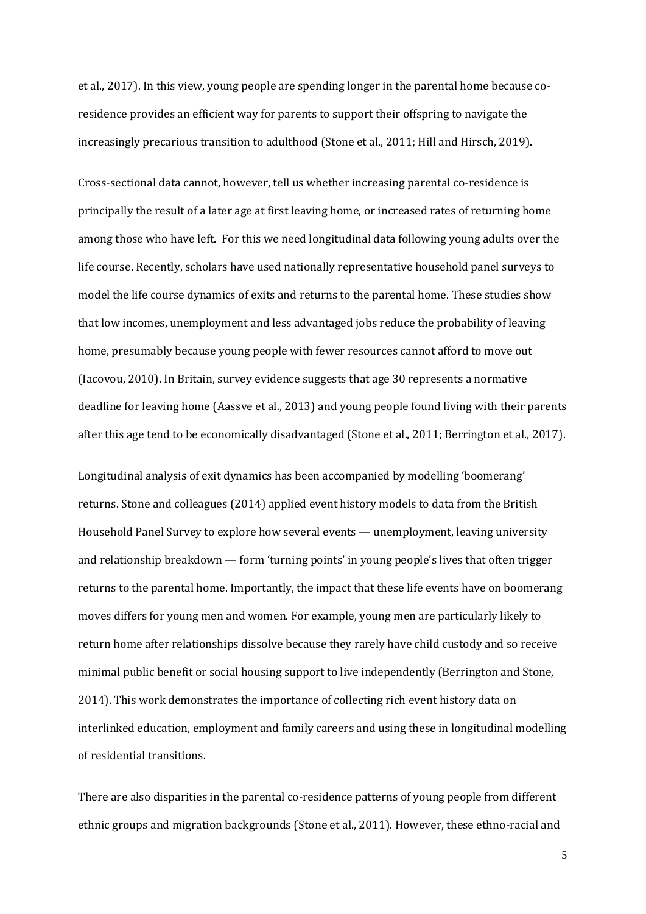et al., 2017). In this view, young people are spending longer in the parental home because co-residence provides an efficient way for parents to support their offspring to navigate the increasingly precarious transition to adulthood (Stone et al., 2011; Hill and Hirsch, 2019).

Cross-sectional data cannot, however, tell us whether increasing parental co-residence is principally the result of a later age at first leaving home, or increased rates of returning home among those who have left. For this we need longitudinal data following young adults over the life course. Recently, scholars have used nationally representative household panel surveys to model the life course dynamics of exits and returns to the parental home. These studies show that low incomes, unemployment and less advantaged jobs reduce the probability of leaving home, presumably because young people with fewer resources cannot afford to move out (Iacovou, 2010). In Britain, survey evidence suggests that age 30 represents a normative deadline for leaving home (Aassve et al., 2013) and young people found living with their parents after this age tend to be economically disadvantaged (Stone et al., 2011; Berrington et al., 2017).

Longitudinal analysis of exit dynamics has been accompanied by modelling 'boomerang' returns. Stone and colleagues (2014) applied event history models to data from the British Household Panel Survey to explore how several events — unemployment, leaving university and relationship breakdown — form 'turning points' in young people's lives that often trigger returns to the parental home. Importantly, the impact that these life events have on boomerang moves differs for young men and women. For example, young men are particularly likely to return home after relationships dissolve because they rarely have child custody and so receive minimal public benefit or social housing support to live independently (Berrington and Stone, 2014). This work demonstrates the importance of collecting rich event history data on interlinked education, employment and family careers and using these in longitudinal modelling of residential transitions.

There are also disparities in the parental co-residence patterns of young people from different ethnic groups and migration backgrounds (Stone et al., 2011). However, these ethno-racial and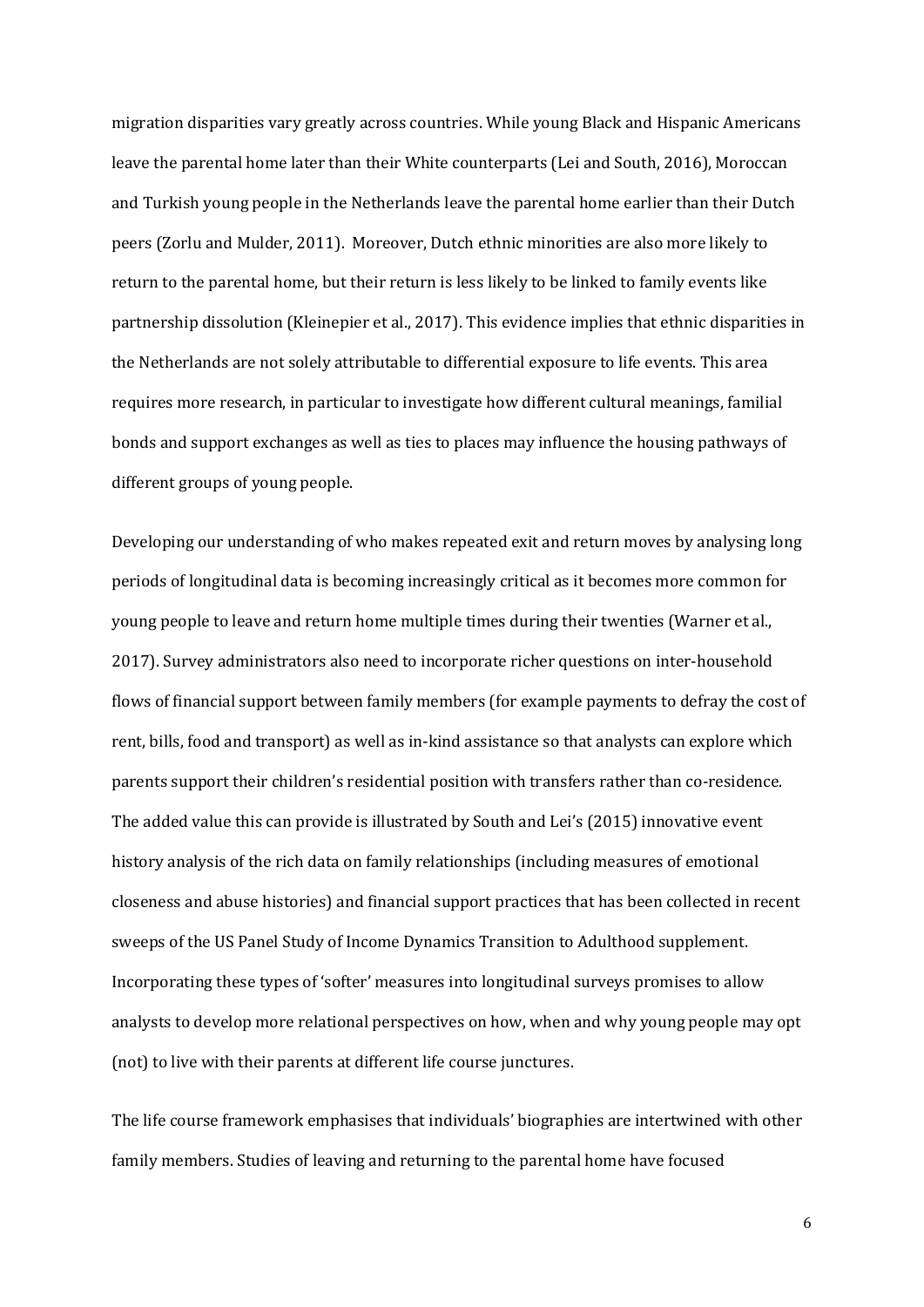migration disparities vary greatly across countries. While young Black and Hispanic Americans leave the parental home later than their White counterparts (Lei and South, 2016), Moroccan and Turkish young people in the Netherlands leave the parental home earlier than their Dutch peers (Zorlu and Mulder, 2011). Moreover, Dutch ethnic minorities are also more likely to return to the parental home, but their return is less likely to be linked to family events like partnership dissolution (Kleinepier et al., 2017). This evidence implies that ethnic disparities in the Netherlands are not solely attributable to differential exposure to life events. This area requires more research, in particular to investigate how different cultural meanings, familial bonds and support exchanges as well as ties to places may influence the housing pathways of different groups of young people.

Developing our understanding of who makes repeated exit and return moves by analysing long periods of longitudinal data is becoming increasingly critical as it becomes more common for young people to leave and return home multiple times during their twenties (Warner et al., 2017). Survey administrators also need to incorporate richer questions on inter-household flows of financial support between family members (for example payments to defray the cost of rent, bills, food and transport) as well as in-kind assistance so that analysts can explore which parents support their children's residential position with transfers rather than co-residence. The added value this can provide is illustrated by South and Lei's (2015) innovative event history analysis of the rich data on family relationships (including measures of emotional closeness and abuse histories) and financial support practices that has been collected in recent sweeps of the US Panel Study of Income Dynamics Transition to Adulthood supplement. Incorporating these types of 'softer' measures into longitudinal surveys promises to allow analysts to develop more relational perspectives on how, when and why young people may opt (not) to live with their parents at different life course junctures.

The life course framework emphasises that individuals' biographies are intertwined with other family members. Studies of leaving and returning to the parental home have focused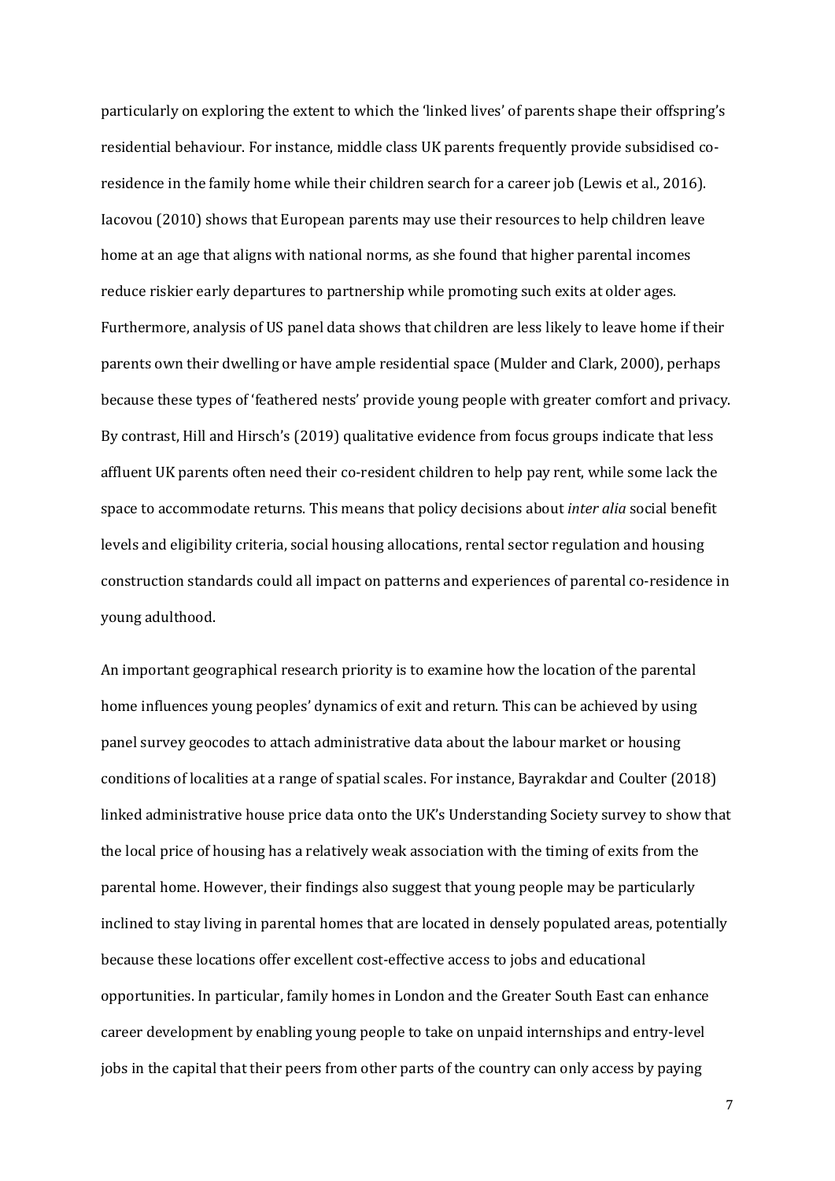particularly on exploring the extent to which the 'linked lives' of parents shape their offspring's residential behaviour. For instance, middle class UK parents frequently provide subsidised co-residence in the family home while their children search for a career job (Lewis et al., 2016). Iacovou (2010) shows that European parents may use their resources to help children leave home at an age that aligns with national norms, as she found that higher parental incomes reduce riskier early departures to partnership while promoting such exits at older ages. Furthermore, analysis of US panel data shows that children are less likely to leave home if their parents own their dwelling or have ample residential space (Mulder and Clark, 2000), perhaps because these types of 'feathered nests' provide young people with greater comfort and privacy. By contrast, Hill and Hirsch's (2019) qualitative evidence from focus groups indicate that less affluent UK parents often need their co-resident children to help pay rent, while some lack the space to accommodate returns. This means that policy decisions about *inter alia* social benefit levels and eligibility criteria, social housing allocations, rental sector regulation and housing construction standards could all impact on patterns and experiences of parental co-residence in young adulthood.

An important geographical research priority is to examine how the location of the parental home influences young peoples' dynamics of exit and return. This can be achieved by using panel survey geocodes to attach administrative data about the labour market or housing conditions of localities at a range of spatial scales. For instance, Bayrakdar and Coulter (2018) linked administrative house price data onto the UK's Understanding Society survey to show that the local price of housing has a relatively weak association with the timing of exits from the parental home. However, their findings also suggest that young people may be particularly inclined to stay living in parental homes that are located in densely populated areas, potentially because these locations offer excellent cost-effective access to jobs and educational opportunities. In particular, family homes in London and the Greater South East can enhance career development by enabling young people to take on unpaid internships and entry-level jobs in the capital that their peers from other parts of the country can only access by paying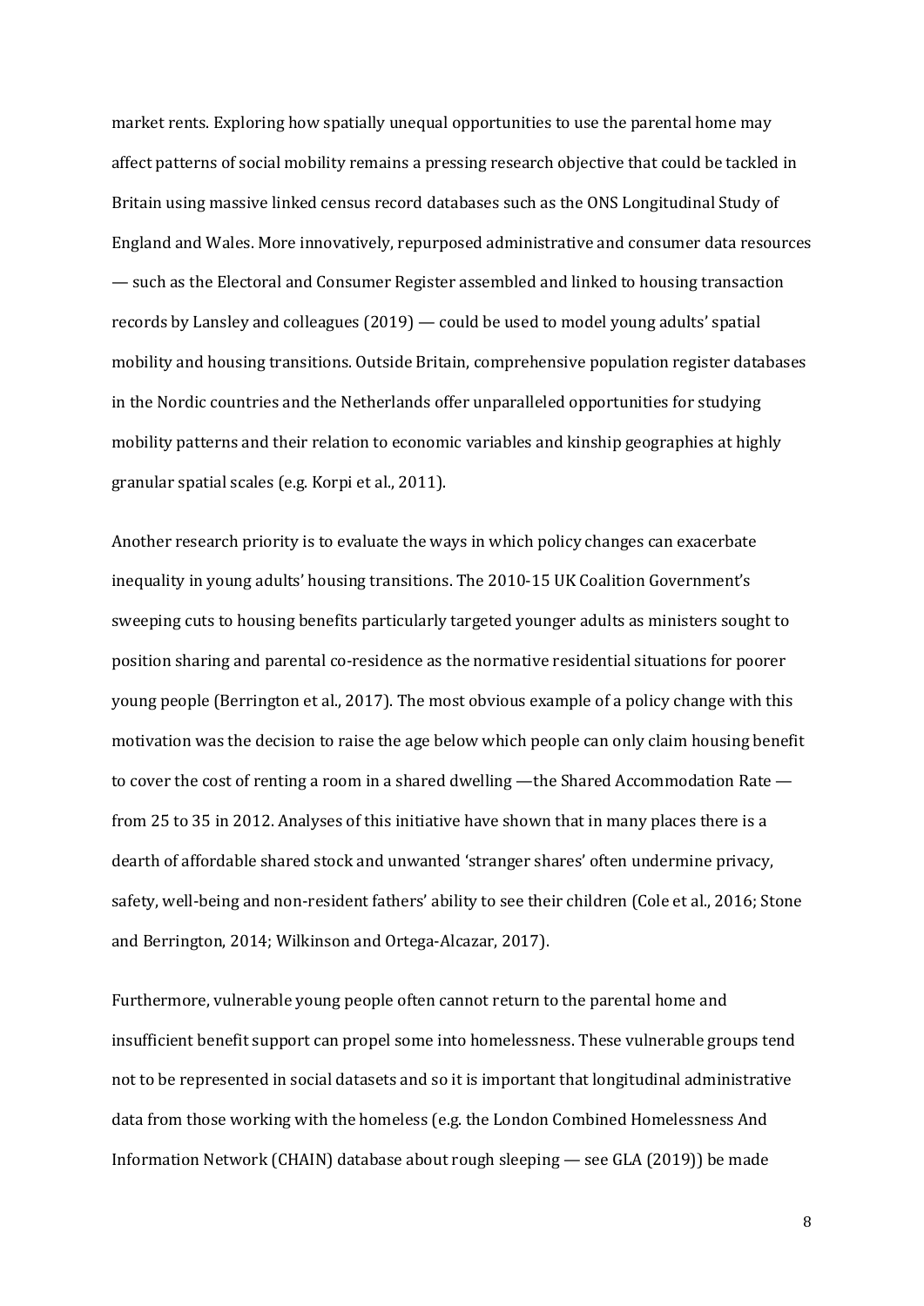market rents. Exploring how spatially unequal opportunities to use the parental home may affect patterns of social mobility remains a pressing research objective that could be tackled in Britain using massive linked census record databases such as the ONS Longitudinal Study of England and Wales. More innovatively, repurposed administrative and consumer data resources — such as the Electoral and Consumer Register assembled and linked to housing transaction records by Lansley and colleagues (2019) — could be used to model young adults' spatial mobility and housing transitions. Outside Britain, comprehensive population register databases in the Nordic countries and the Netherlands offer unparalleled opportunities for studying mobility patterns and their relation to economic variables and kinship geographies at highly granular spatial scales (e.g. Korpi et al., 2011).

Another research priority is to evaluate the ways in which policy changes can exacerbate inequality in young adults' housing transitions. The 2010-15 UK Coalition Government's sweeping cuts to housing benefits particularly targeted younger adults as ministers sought to position sharing and parental co-residence as the normative residential situations for poorer young people (Berrington et al., 2017). The most obvious example of a policy change with this motivation was the decision to raise the age below which people can only claim housing benefit to cover the cost of renting a room in a shared dwelling —the Shared Accommodation Rate — from 25 to 35 in 2012. Analyses of this initiative have shown that in many places there is a dearth of affordable shared stock and unwanted 'stranger shares' often undermine privacy, safety, well-being and non-resident fathers' ability to see their children (Cole et al., 2016; Stone and Berrington, 2014; Wilkinson and Ortega-Alcazar, 2017).

Furthermore, vulnerable young people often cannot return to the parental home and insufficient benefit support can propel some into homelessness. These vulnerable groups tend not to be represented in social datasets and so it is important that longitudinal administrative data from those working with the homeless (e.g. the London Combined Homelessness And Information Network (CHAIN) database about rough sleeping — see GLA (2019)) be made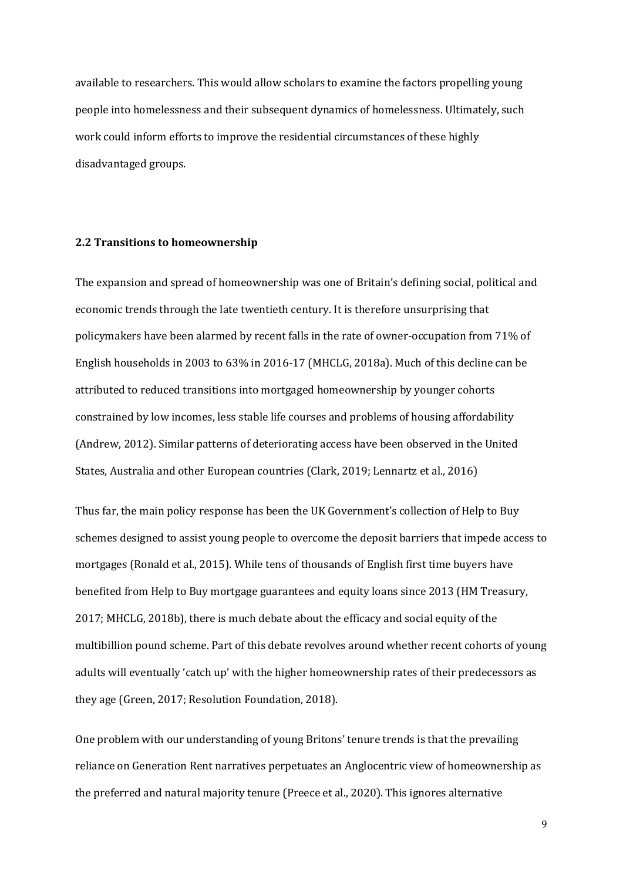available to researchers. This would allow scholars to examine the factors propelling young people into homelessness and their subsequent dynamics of homelessness. Ultimately, such work could inform efforts to improve the residential circumstances of these highly disadvantaged groups.

### 2.2 Transitions to homeownership

The expansion and spread of homeownership was one of Britain's defining social, political and economic trends through the late twentieth century. It is therefore unsurprising that policymakers have been alarmed by recent falls in the rate of owner-occupation from 71% of English households in 2003 to 63% in 2016-17 (MHCLG, 2018a). Much of this decline can be attributed to reduced transitions into mortgaged homeownership by younger cohorts constrained by low incomes, less stable life courses and problems of housing affordability (Andrew, 2012). Similar patterns of deteriorating access have been observed in the United States, Australia and other European countries (Clark, 2019; Lennartz et al., 2016)

Thus far, the main policy response has been the UK Government's collection of Help to Buy schemes designed to assist young people to overcome the deposit barriers that impede access to mortgages (Ronald et al., 2015). While tens of thousands of English first time buyers have benefited from Help to Buy mortgage guarantees and equity loans since 2013 (HM Treasury, 2017; MHCLG, 2018b), there is much debate about the efficacy and social equity of the multibillion pound scheme. Part of this debate revolves around whether recent cohorts of young adults will eventually 'catch up' with the higher homeownership rates of their predecessors as they age (Green, 2017; Resolution Foundation, 2018).

One problem with our understanding of young Britons' tenure trends is that the prevailing reliance on Generation Rent narratives perpetuates an Anglocentric view of homeownership as the preferred and natural majority tenure (Preece et al., 2020). This ignores alternative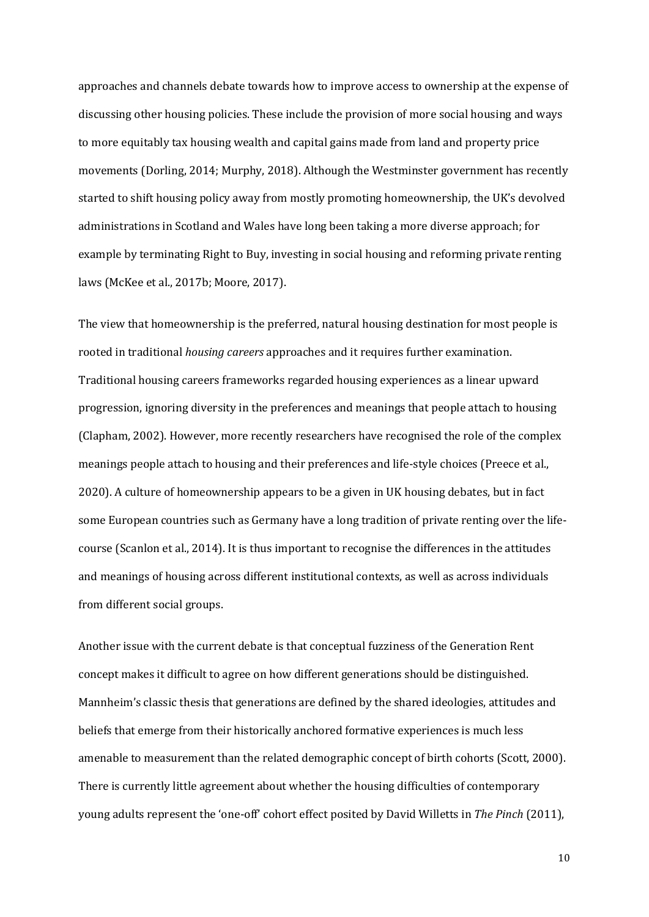approaches and channels debate towards how to improve access to ownership at the expense of discussing other housing policies. These include the provision of more social housing and ways to more equitably tax housing wealth and capital gains made from land and property price movements (Dorling, 2014; Murphy, 2018). Although the Westminster government has recently started to shift housing policy away from mostly promoting homeownership, the UK's devolved administrations in Scotland and Wales have long been taking a more diverse approach; for example by terminating Right to Buy, investing in social housing and reforming private renting laws (McKee et al., 2017b; Moore, 2017).

The view that homeownership is the preferred, natural housing destination for most people is rooted in traditional *housing careers* approaches and it requires further examination. Traditional housing careers frameworks regarded housing experiences as a linear upward progression, ignoring diversity in the preferences and meanings that people attach to housing (Clapham, 2002). However, more recently researchers have recognised the role of the complex meanings people attach to housing and their preferences and life-style choices (Preece et al., 2020). A culture of homeownership appears to be a given in UK housing debates, but in fact some European countries such as Germany have a long tradition of private renting over the life-course (Scanlon et al., 2014). It is thus important to recognise the differences in the attitudes and meanings of housing across different institutional contexts, as well as across individuals from different social groups.

Another issue with the current debate is that conceptual fuzziness of the Generation Rent concept makes it difficult to agree on how different generations should be distinguished. Mannheim's classic thesis that generations are defined by the shared ideologies, attitudes and beliefs that emerge from their historically anchored formative experiences is much less amenable to measurement than the related demographic concept of birth cohorts (Scott, 2000). There is currently little agreement about whether the housing difficulties of contemporary young adults represent the 'one-off' cohort effect posited by David Willetts in *The Pinch* (2011),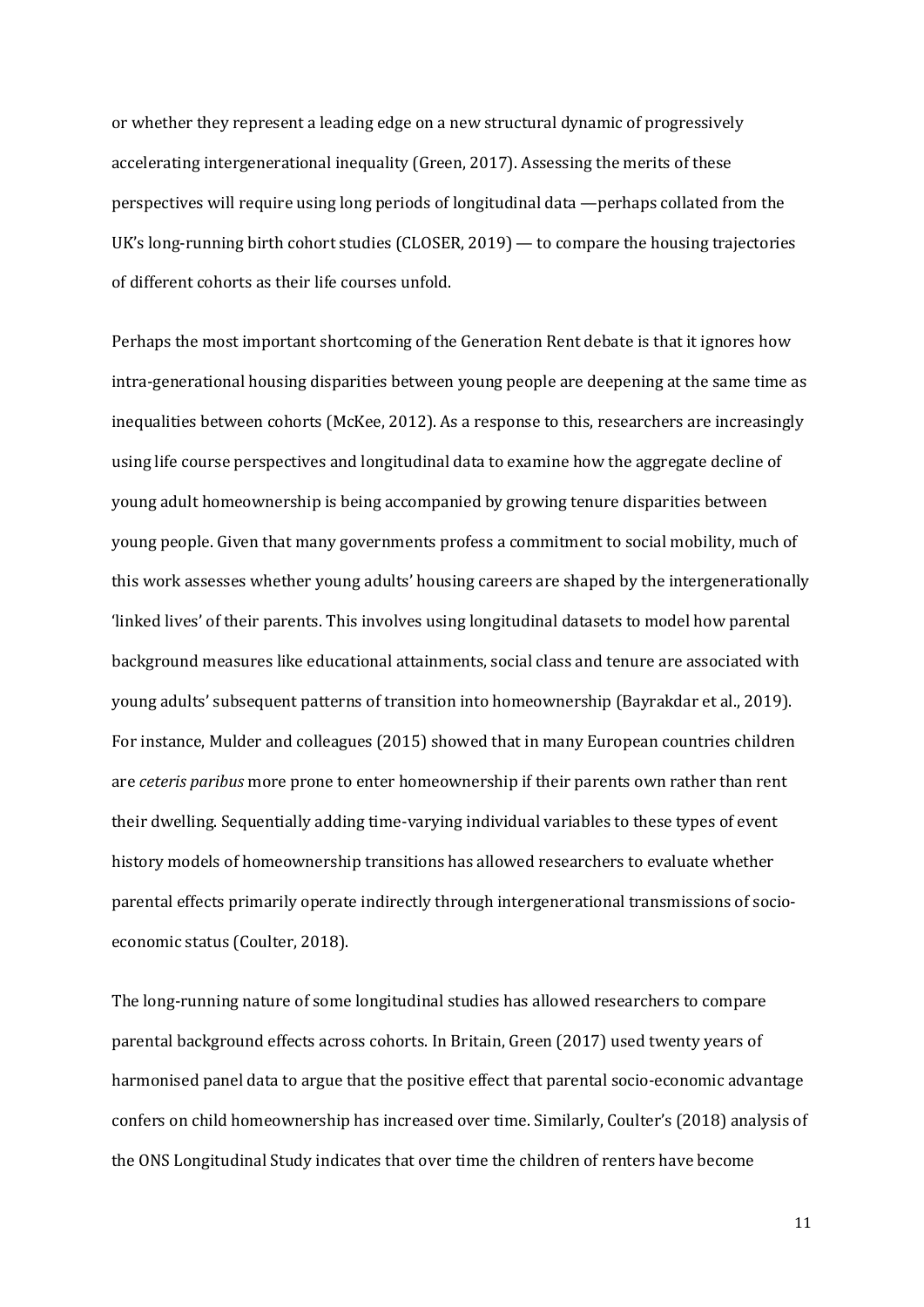or whether they represent a leading edge on a new structural dynamic of progressively accelerating intergenerational inequality (Green, 2017). Assessing the merits of these perspectives will require using long periods of longitudinal data —perhaps collated from the UK's long-running birth cohort studies (CLOSER, 2019) — to compare the housing trajectories of different cohorts as their life courses unfold.

Perhaps the most important shortcoming of the Generation Rent debate is that it ignores how intra-generational housing disparities between young people are deepening at the same time as inequalities between cohorts (McKee, 2012). As a response to this, researchers are increasingly using life course perspectives and longitudinal data to examine how the aggregate decline of young adult homeownership is being accompanied by growing tenure disparities between young people. Given that many governments profess a commitment to social mobility, much of this work assesses whether young adults' housing careers are shaped by the intergenerationally 'linked lives' of their parents. This involves using longitudinal datasets to model how parental background measures like educational attainments, social class and tenure are associated with young adults' subsequent patterns of transition into homeownership (Bayrakdar et al., 2019). For instance, Mulder and colleagues (2015) showed that in many European countries children are *ceteris paribus* more prone to enter homeownership if their parents own rather than rent their dwelling. Sequentially adding time-varying individual variables to these types of event history models of homeownership transitions has allowed researchers to evaluate whether parental effects primarily operate indirectly through intergenerational transmissions of socio-economic status (Coulter, 2018).

The long-running nature of some longitudinal studies has allowed researchers to compare parental background effects across cohorts. In Britain, Green (2017) used twenty years of harmonised panel data to argue that the positive effect that parental socio-economic advantage confers on child homeownership has increased over time. Similarly, Coulter's (2018) analysis of the ONS Longitudinal Study indicates that over time the children of renters have become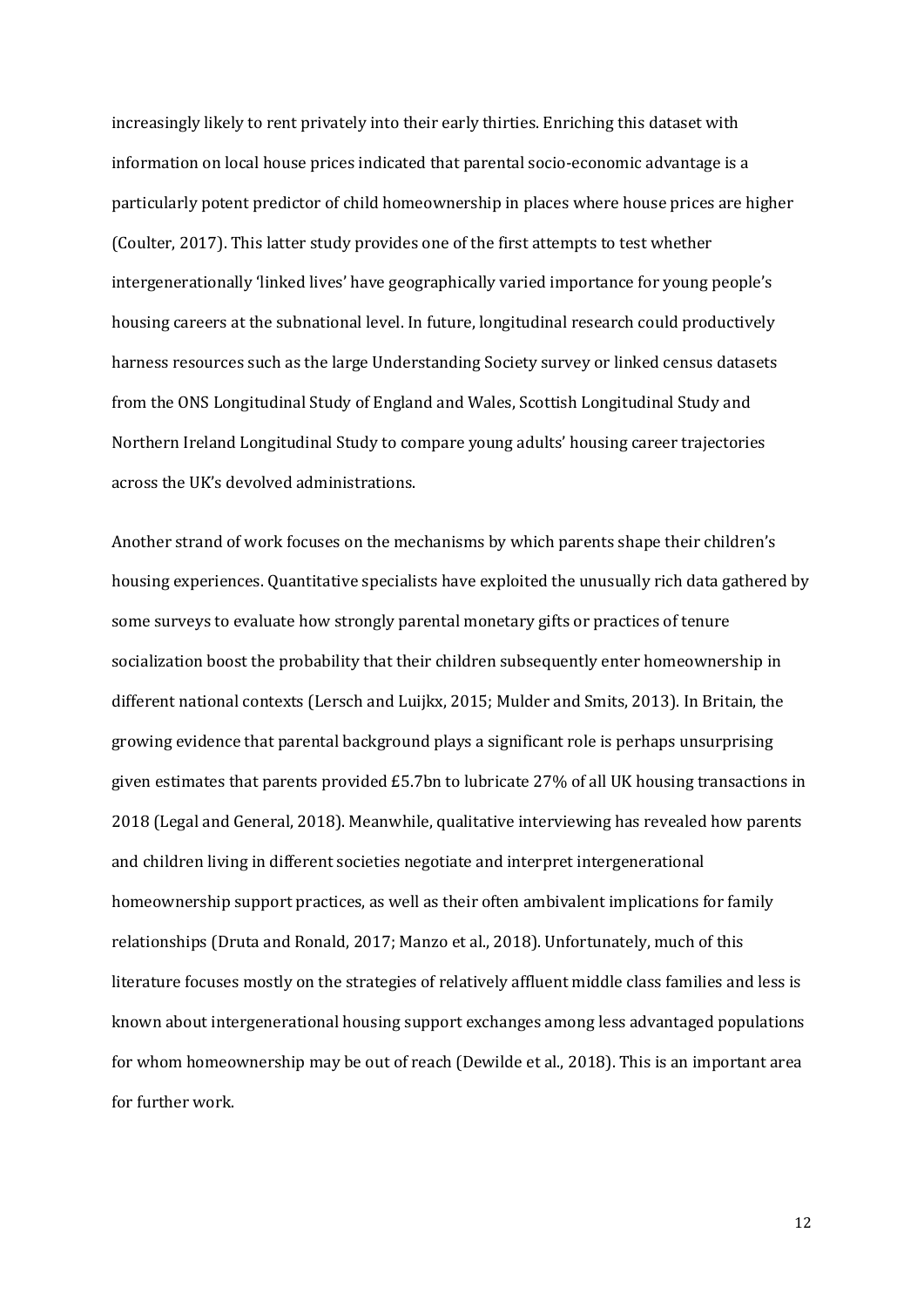increasingly likely to rent privately into their early thirties. Enriching this dataset with information on local house prices indicated that parental socio-economic advantage is a particularly potent predictor of child homeownership in places where house prices are higher (Coulter, 2017). This latter study provides one of the first attempts to test whether intergenerationally 'linked lives' have geographically varied importance for young people's housing careers at the subnational level. In future, longitudinal research could productively harness resources such as the large Understanding Society survey or linked census datasets from the ONS Longitudinal Study of England and Wales, Scottish Longitudinal Study and Northern Ireland Longitudinal Study to compare young adults' housing career trajectories across the UK's devolved administrations.

Another strand of work focuses on the mechanisms by which parents shape their children's housing experiences. Quantitative specialists have exploited the unusually rich data gathered by some surveys to evaluate how strongly parental monetary gifts or practices of tenure socialization boost the probability that their children subsequently enter homeownership in different national contexts (Lersch and Luijkx, 2015; Mulder and Smits, 2013). In Britain, the growing evidence that parental background plays a significant role is perhaps unsurprising given estimates that parents provided £5.7bn to lubricate 27% of all UK housing transactions in 2018 (Legal and General, 2018). Meanwhile, qualitative interviewing has revealed how parents and children living in different societies negotiate and interpret intergenerational homeownership support practices, as well as their often ambivalent implications for family relationships (Druta and Ronald, 2017; Manzo et al., 2018). Unfortunately, much of this literature focuses mostly on the strategies of relatively affluent middle class families and less is known about intergenerational housing support exchanges among less advantaged populations for whom homeownership may be out of reach (Dewilde et al., 2018). This is an important area for further work.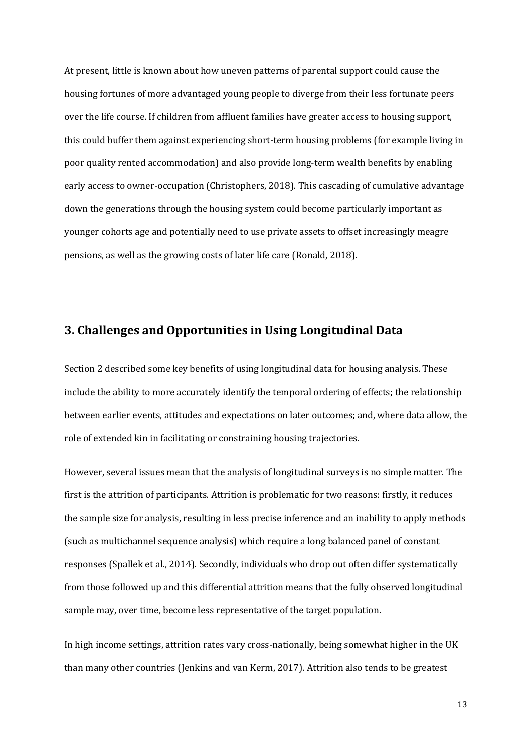At present, little is known about how uneven patterns of parental support could cause the housing fortunes of more advantaged young people to diverge from their less fortunate peers over the life course. If children from affluent families have greater access to housing support, this could buffer them against experiencing short-term housing problems (for example living in poor quality rented accommodation) and also provide long-term wealth benefits by enabling early access to owner-occupation (Christophers, 2018). This cascading of cumulative advantage down the generations through the housing system could become particularly important as younger cohorts age and potentially need to use private assets to offset increasingly meagre pensions, as well as the growing costs of later life care (Ronald, 2018).

## 3. Challenges and Opportunities in Using Longitudinal Data

Section 2 described some key benefits of using longitudinal data for housing analysis. These include the ability to more accurately identify the temporal ordering of effects; the relationship between earlier events, attitudes and expectations on later outcomes; and, where data allow, the role of extended kin in facilitating or constraining housing trajectories.

However, several issues mean that the analysis of longitudinal surveys is no simple matter. The first is the attrition of participants. Attrition is problematic for two reasons: firstly, it reduces the sample size for analysis, resulting in less precise inference and an inability to apply methods (such as multichannel sequence analysis) which require a long balanced panel of constant responses (Spallek et al., 2014). Secondly, individuals who drop out often differ systematically from those followed up and this differential attrition means that the fully observed longitudinal sample may, over time, become less representative of the target population.

In high income settings, attrition rates vary cross-nationally, being somewhat higher in the UK than many other countries (Jenkins and van Kerm, 2017). Attrition also tends to be greatest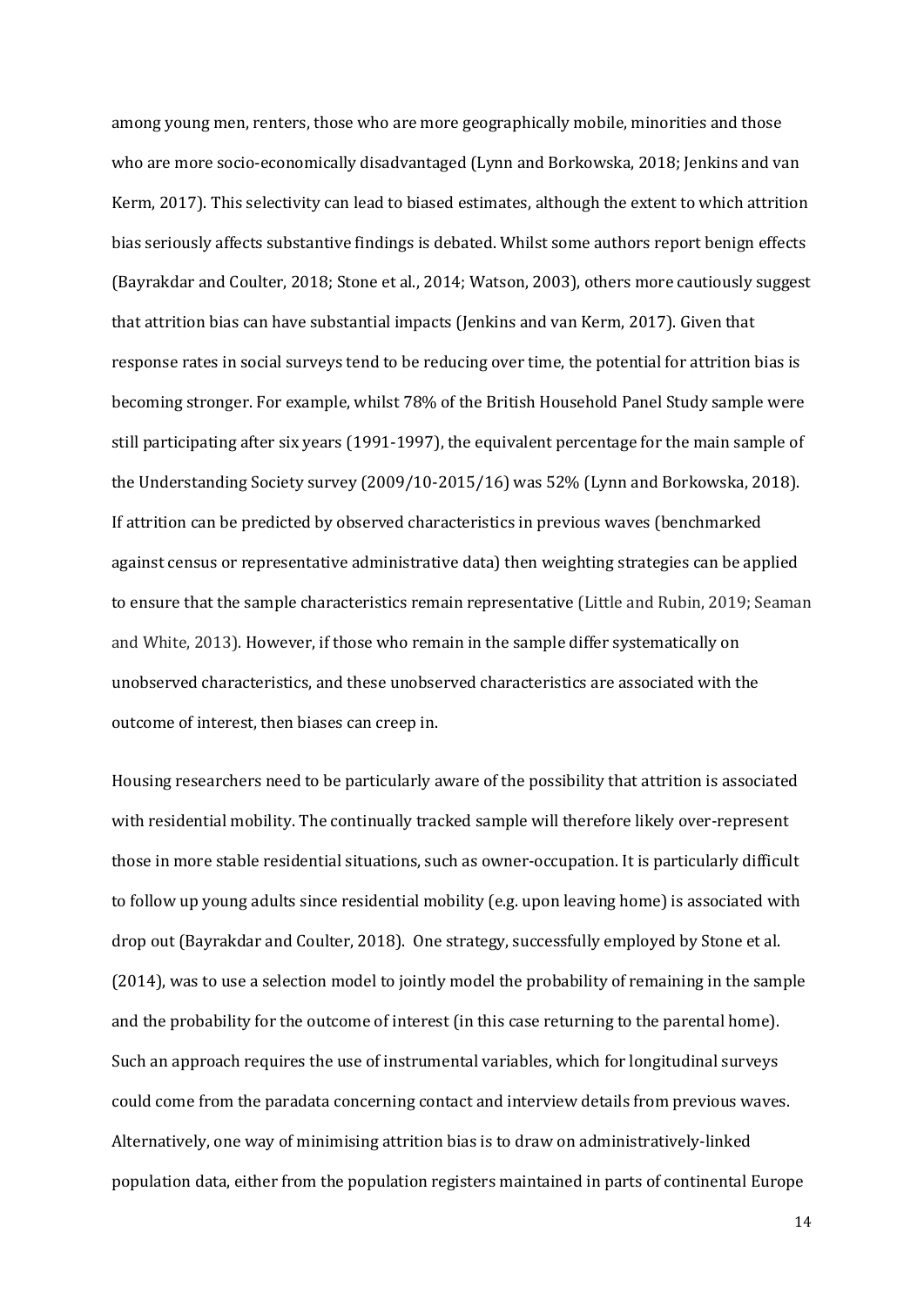among young men, renters, those who are more geographically mobile, minorities and those who are more socio-economically disadvantaged (Lynn and Borkowska, 2018; Jenkins and van Kerm, 2017). This selectivity can lead to biased estimates, although the extent to which attrition bias seriously affects substantive findings is debated. Whilst some authors report benign effects (Bayrakdar and Coulter, 2018; Stone et al., 2014; Watson, 2003), others more cautiously suggest that attrition bias can have substantial impacts (Jenkins and van Kerm, 2017). Given that response rates in social surveys tend to be reducing over time, the potential for attrition bias is becoming stronger. For example, whilst 78% of the British Household Panel Study sample were still participating after six years (1991-1997), the equivalent percentage for the main sample of the Understanding Society survey (2009/10-2015/16) was 52% (Lynn and Borkowska, 2018). If attrition can be predicted by observed characteristics in previous waves (benchmarked against census or representative administrative data) then weighting strategies can be applied to ensure that the sample characteristics remain representative (Little and Rubin, 2019; Seaman and White, 2013). However, if those who remain in the sample differ systematically on unobserved characteristics, and these unobserved characteristics are associated with the outcome of interest, then biases can creep in.

Housing researchers need to be particularly aware of the possibility that attrition is associated with residential mobility. The continually tracked sample will therefore likely over-represent those in more stable residential situations, such as owner-occupation. It is particularly difficult to follow up young adults since residential mobility (e.g. upon leaving home) is associated with drop out (Bayrakdar and Coulter, 2018). One strategy, successfully employed by Stone et al. (2014), was to use a selection model to jointly model the probability of remaining in the sample and the probability for the outcome of interest (in this case returning to the parental home). Such an approach requires the use of instrumental variables, which for longitudinal surveys could come from the paradata concerning contact and interview details from previous waves. Alternatively, one way of minimising attrition bias is to draw on administratively-linked population data, either from the population registers maintained in parts of continental Europe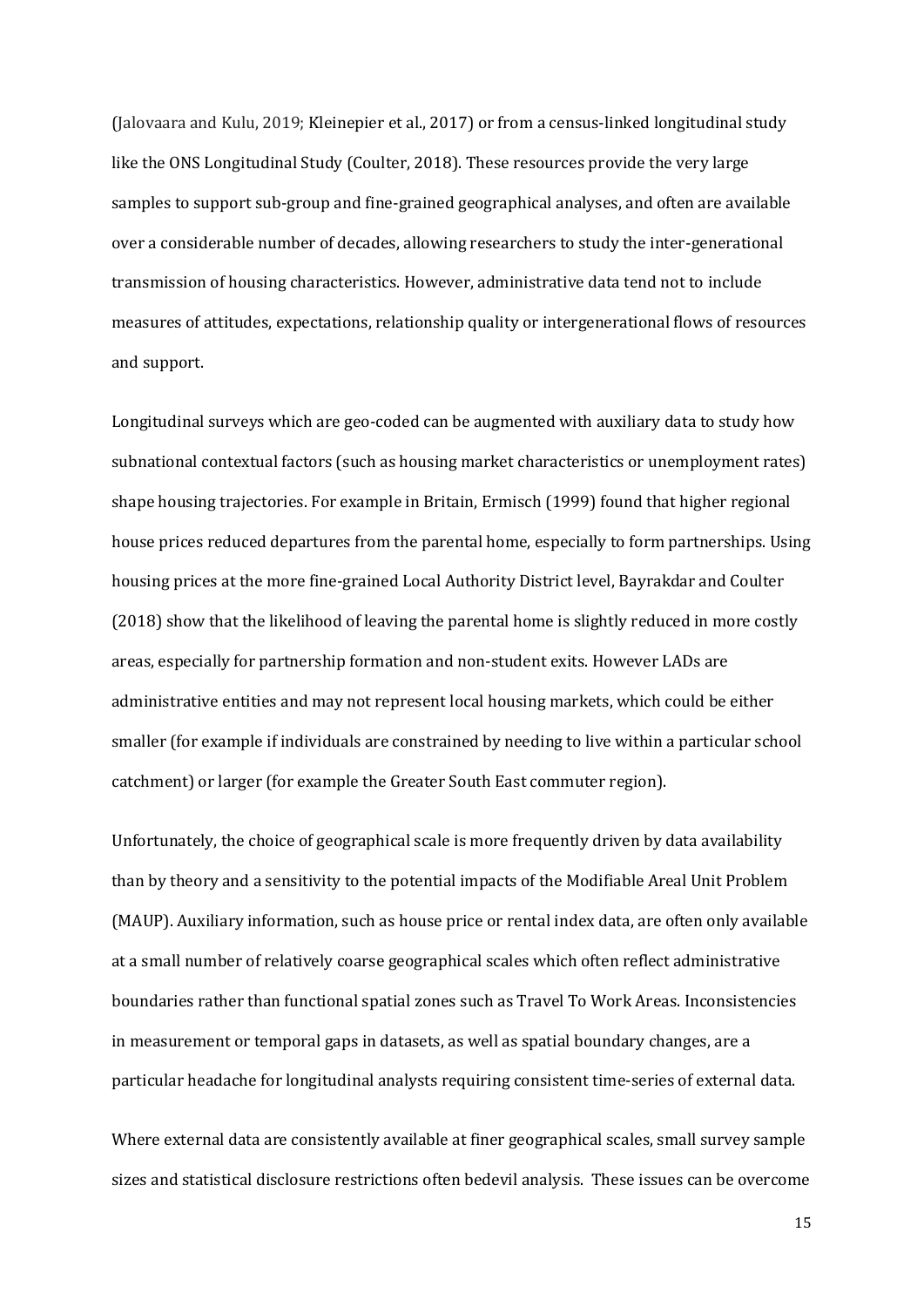(Jalovaara and Kulu, 2019; Kleinepier et al., 2017) or from a census-linked longitudinal study like the ONS Longitudinal Study (Coulter, 2018). These resources provide the very large samples to support sub-group and fine-grained geographical analyses, and often are available over a considerable number of decades, allowing researchers to study the inter-generational transmission of housing characteristics. However, administrative data tend not to include measures of attitudes, expectations, relationship quality or intergenerational flows of resources and support.

Longitudinal surveys which are geo-coded can be augmented with auxiliary data to study how subnational contextual factors (such as housing market characteristics or unemployment rates) shape housing trajectories. For example in Britain, Ermisch (1999) found that higher regional house prices reduced departures from the parental home, especially to form partnerships. Using housing prices at the more fine-grained Local Authority District level, Bayrakdar and Coulter (2018) show that the likelihood of leaving the parental home is slightly reduced in more costly areas, especially for partnership formation and non-student exits. However LADs are administrative entities and may not represent local housing markets, which could be either smaller (for example if individuals are constrained by needing to live within a particular school catchment) or larger (for example the Greater South East commuter region).

Unfortunately, the choice of geographical scale is more frequently driven by data availability than by theory and a sensitivity to the potential impacts of the Modifiable Areal Unit Problem (MAUP). Auxiliary information, such as house price or rental index data, are often only available at a small number of relatively coarse geographical scales which often reflect administrative boundaries rather than functional spatial zones such as Travel To Work Areas. Inconsistencies in measurement or temporal gaps in datasets, as well as spatial boundary changes, are a particular headache for longitudinal analysts requiring consistent time-series of external data.

Where external data are consistently available at finer geographical scales, small survey sample sizes and statistical disclosure restrictions often bedevil analysis. These issues can be overcome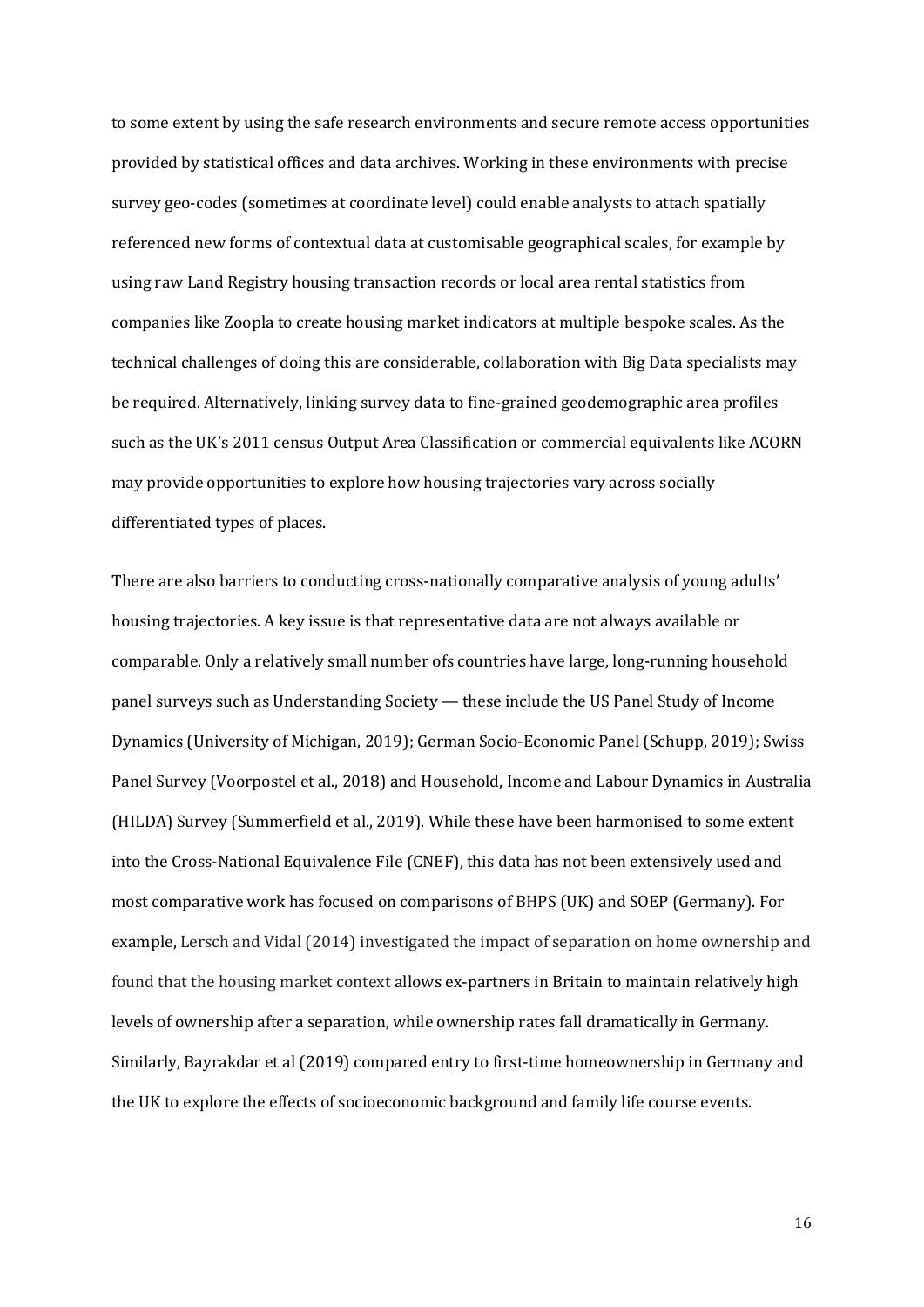to some extent by using the safe research environments and secure remote access opportunities provided by statistical offices and data archives. Working in these environments with precise survey geo-codes (sometimes at coordinate level) could enable analysts to attach spatially referenced new forms of contextual data at customisable geographical scales, for example by using raw Land Registry housing transaction records or local area rental statistics from companies like Zoopla to create housing market indicators at multiple bespoke scales. As the technical challenges of doing this are considerable, collaboration with Big Data specialists may be required. Alternatively, linking survey data to fine-grained geodemographic area profiles such as the UK's 2011 census Output Area Classification or commercial equivalents like ACORN may provide opportunities to explore how housing trajectories vary across socially differentiated types of places.

There are also barriers to conducting cross-nationally comparative analysis of young adults' housing trajectories. A key issue is that representative data are not always available or comparable. Only a relatively small number ofs countries have large, long-running household panel surveys such as Understanding Society — these include the US Panel Study of Income Dynamics (University of Michigan, 2019); German Socio-Economic Panel (Schupp, 2019); Swiss Panel Survey (Voorpostel et al., 2018) and Household, Income and Labour Dynamics in Australia (HILDA) Survey (Summerfield et al., 2019). While these have been harmonised to some extent into the Cross-National Equivalence File (CNEF), this data has not been extensively used and most comparative work has focused on comparisons of BHPS (UK) and SOEP (Germany). For example, Lersch and Vidal (2014) investigated the impact of separation on home ownership and found that the housing market context allows ex-partners in Britain to maintain relatively high levels of ownership after a separation, while ownership rates fall dramatically in Germany. Similarly, Bayrakdar et al (2019) compared entry to first-time homeownership in Germany and the UK to explore the effects of socioeconomic background and family life course events.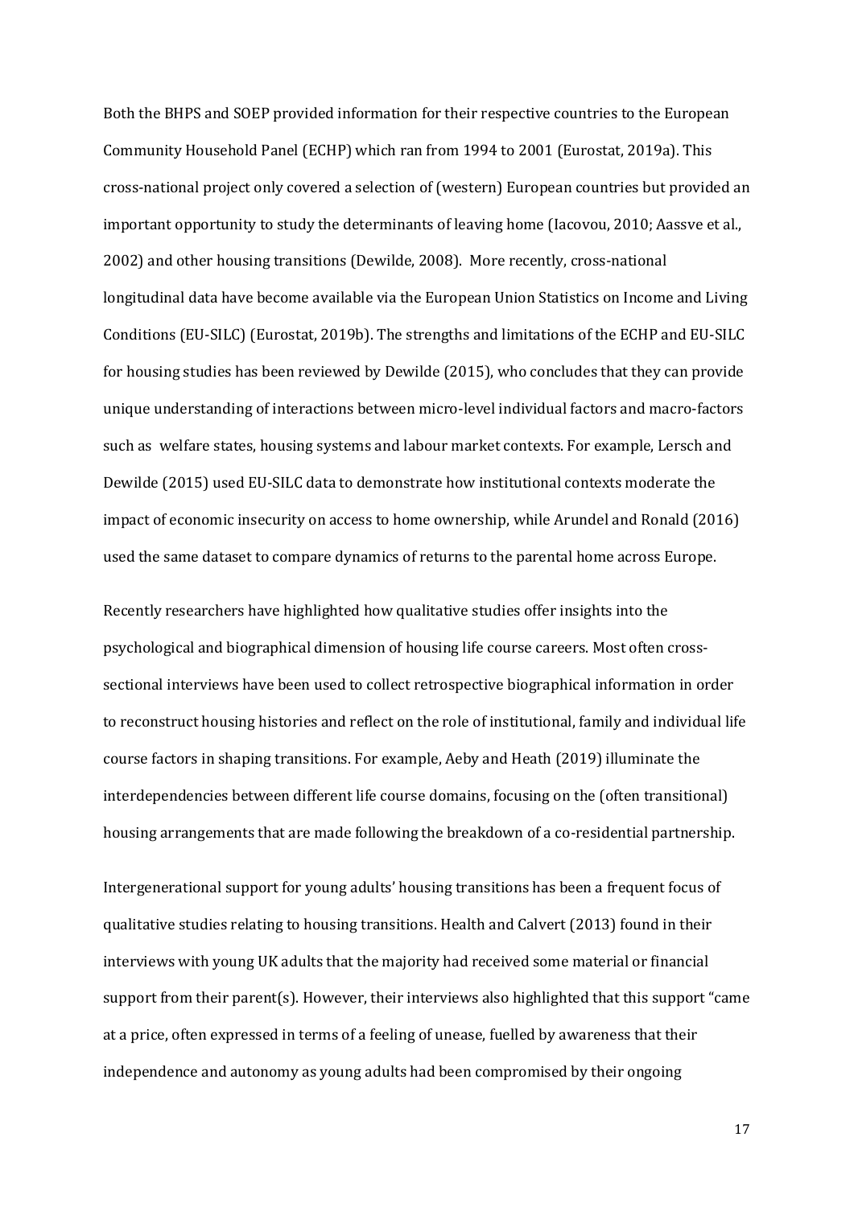Both the BHPS and SOEP provided information for their respective countries to the European Community Household Panel (ECHP) which ran from 1994 to 2001 (Eurostat, 2019a). This cross-national project only covered a selection of (western) European countries but provided an important opportunity to study the determinants of leaving home (Iacovou, 2010; Aassve et al., 2002) and other housing transitions (Dewilde, 2008). More recently, cross-national longitudinal data have become available via the European Union Statistics on Income and Living Conditions (EU-SILC) (Eurostat, 2019b). The strengths and limitations of the ECHP and EU-SILC for housing studies has been reviewed by Dewilde (2015), who concludes that they can provide unique understanding of interactions between micro-level individual factors and macro-factors such as welfare states, housing systems and labour market contexts. For example, Lersch and Dewilde (2015) used EU-SILC data to demonstrate how institutional contexts moderate the impact of economic insecurity on access to home ownership, while Arundel and Ronald (2016) used the same dataset to compare dynamics of returns to the parental home across Europe.

Recently researchers have highlighted how qualitative studies offer insights into the psychological and biographical dimension of housing life course careers. Most often cross-sectional interviews have been used to collect retrospective biographical information in order to reconstruct housing histories and reflect on the role of institutional, family and individual life course factors in shaping transitions. For example, Aeby and Heath (2019) illuminate the interdependencies between different life course domains, focusing on the (often transitional) housing arrangements that are made following the breakdown of a co-residential partnership.

Intergenerational support for young adults' housing transitions has been a frequent focus of qualitative studies relating to housing transitions. Health and Calvert (2013) found in their interviews with young UK adults that the majority had received some material or financial support from their parent(s). However, their interviews also highlighted that this support "came at a price, often expressed in terms of a feeling of unease, fuelled by awareness that their independence and autonomy as young adults had been compromised by their ongoing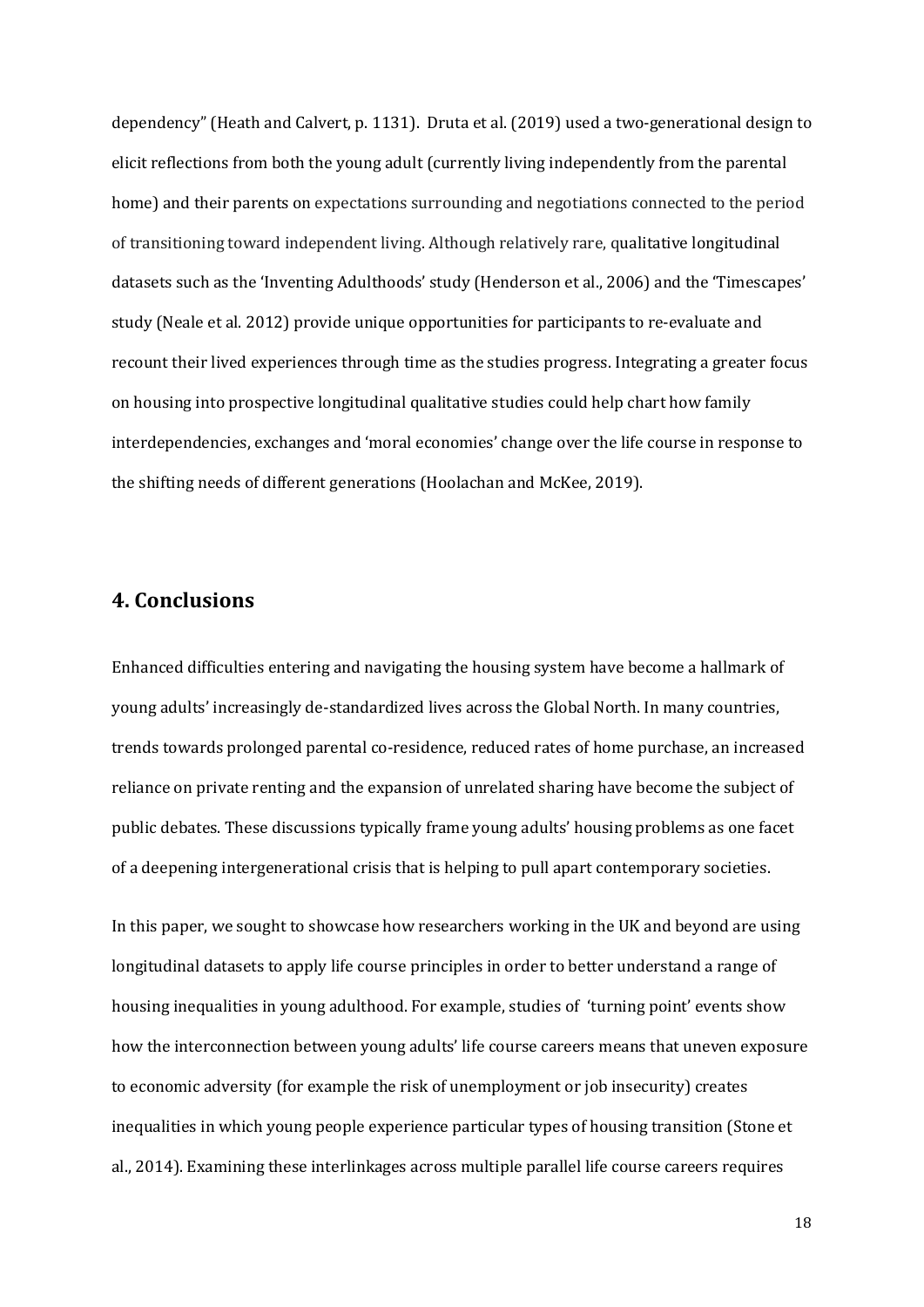dependency" (Heath and Calvert, p. 1131). Druta et al. (2019) used a two-generational design to elicit reflections from both the young adult (currently living independently from the parental home) and their parents on expectations surrounding and negotiations connected to the period of transitioning toward independent living. Although relatively rare, qualitative longitudinal datasets such as the 'Inventing Adulthoods' study (Henderson et al., 2006) and the 'Timescapes' study (Neale et al. 2012) provide unique opportunities for participants to re-evaluate and recount their lived experiences through time as the studies progress. Integrating a greater focus on housing into prospective longitudinal qualitative studies could help chart how family interdependencies, exchanges and 'moral economies' change over the life course in response to the shifting needs of different generations (Hoolachan and McKee, 2019).

## 4. Conclusions

Enhanced difficulties entering and navigating the housing system have become a hallmark of young adults' increasingly de-standardized lives across the Global North. In many countries, trends towards prolonged parental co-residence, reduced rates of home purchase, an increased reliance on private renting and the expansion of unrelated sharing have become the subject of public debates. These discussions typically frame young adults' housing problems as one facet of a deepening intergenerational crisis that is helping to pull apart contemporary societies.

In this paper, we sought to showcase how researchers working in the UK and beyond are using longitudinal datasets to apply life course principles in order to better understand a range of housing inequalities in young adulthood. For example, studies of 'turning point' events show how the interconnection between young adults' life course careers means that uneven exposure to economic adversity (for example the risk of unemployment or job insecurity) creates inequalities in which young people experience particular types of housing transition (Stone et al., 2014). Examining these interlinkages across multiple parallel life course careers requires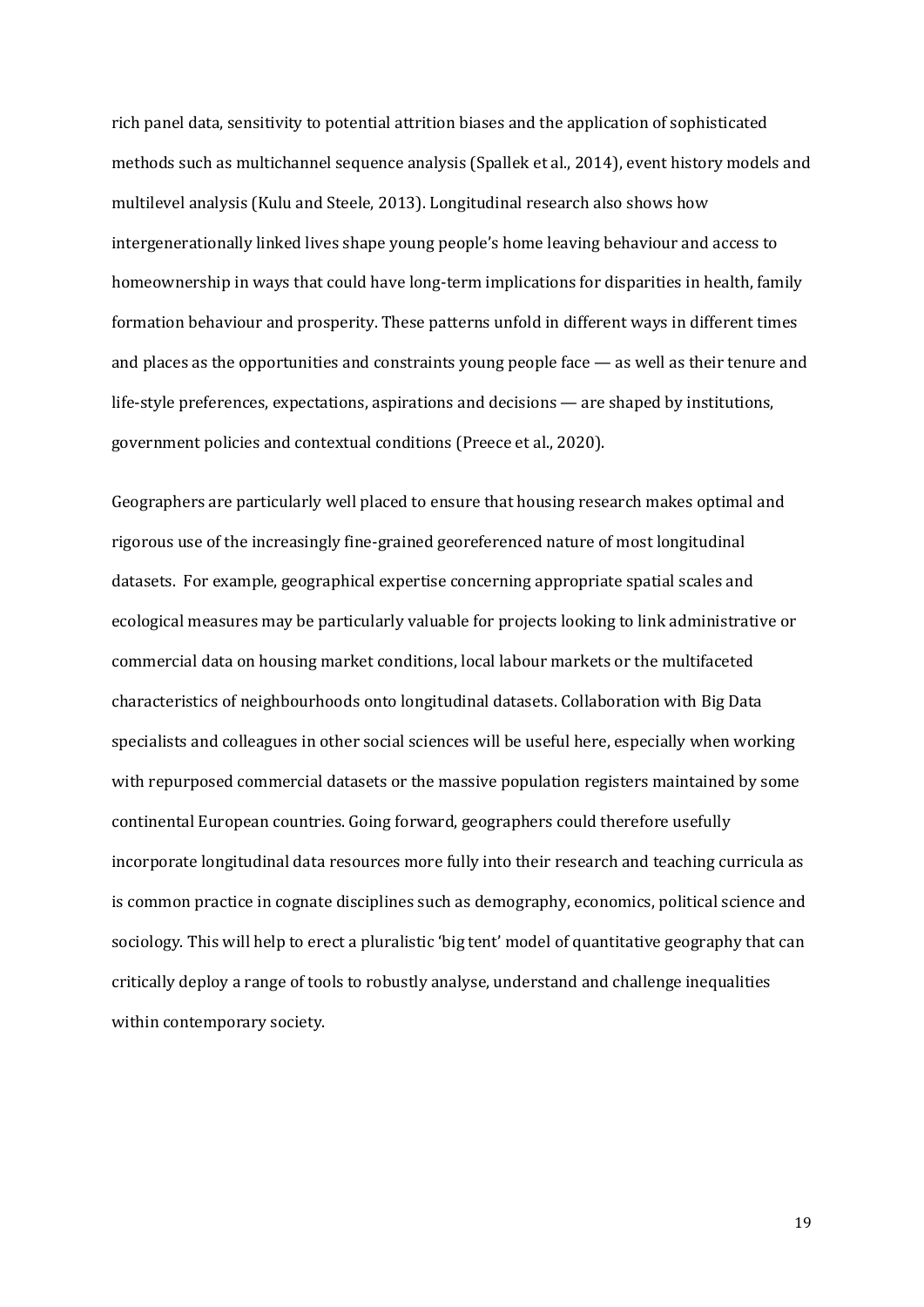rich panel data, sensitivity to potential attrition biases and the application of sophisticated methods such as multichannel sequence analysis (Spallek et al., 2014), event history models and multilevel analysis (Kulu and Steele, 2013). Longitudinal research also shows how intergenerationally linked lives shape young people's home leaving behaviour and access to homeownership in ways that could have long-term implications for disparities in health, family formation behaviour and prosperity. These patterns unfold in different ways in different times and places as the opportunities and constraints young people face — as well as their tenure and life-style preferences, expectations, aspirations and decisions — are shaped by institutions, government policies and contextual conditions (Preece et al., 2020).

Geographers are particularly well placed to ensure that housing research makes optimal and rigorous use of the increasingly fine-grained georeferenced nature of most longitudinal datasets. For example, geographical expertise concerning appropriate spatial scales and ecological measures may be particularly valuable for projects looking to link administrative or commercial data on housing market conditions, local labour markets or the multifaceted characteristics of neighbourhoods onto longitudinal datasets. Collaboration with Big Data specialists and colleagues in other social sciences will be useful here, especially when working with repurposed commercial datasets or the massive population registers maintained by some continental European countries. Going forward, geographers could therefore usefully incorporate longitudinal data resources more fully into their research and teaching curricula as is common practice in cognate disciplines such as demography, economics, political science and sociology. This will help to erect a pluralistic 'big tent' model of quantitative geography that can critically deploy a range of tools to robustly analyse, understand and challenge inequalities within contemporary society.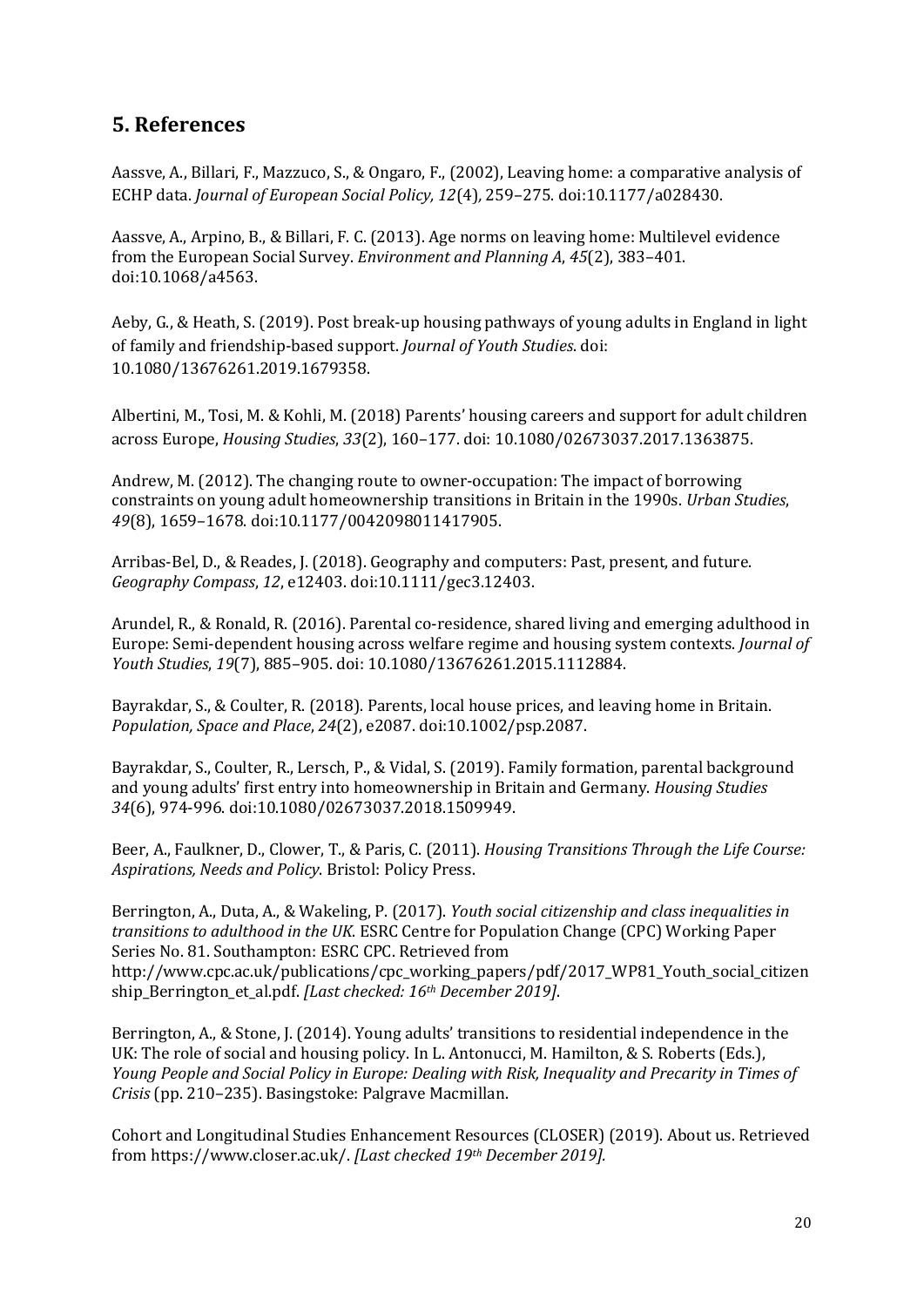## 5. References

Aassve, A., Billari, F., Mazzuco, S., & Ongaro, F., (2002), Leaving home: a comparative analysis of ECHP data. *Journal of European Social Policy, 12*(4), 259–275. doi:10.1177/a028430.

Aassve, A., Arpino, B., & Billari, F. C. (2013). Age norms on leaving home: Multilevel evidence from the European Social Survey. *Environment and Planning A*, *45*(2), 383–401. doi:10.1068/a4563.

Aeby, G., & Heath, S. (2019). Post break-up housing pathways of young adults in England in light of family and friendship-based support. *Journal of Youth Studies*. doi: 10.1080/13676261.2019.1679358.

Albertini, M., Tosi, M. & Kohli, M. (2018) Parents' housing careers and support for adult children across Europe, *Housing Studies*, *33*(2), 160–177. doi: 10.1080/02673037.2017.1363875.

Andrew, M. (2012). The changing route to owner-occupation: The impact of borrowing constraints on young adult homeownership transitions in Britain in the 1990s. *Urban Studies*, *49*(8), 1659–1678. doi:10.1177/0042098011417905.

Arribas-Bel, D., & Reades, J. (2018). Geography and computers: Past, present, and future. *Geography Compass*, *12*, e12403. doi:10.1111/gec3.12403.

Arundel, R., & Ronald, R. (2016). Parental co-residence, shared living and emerging adulthood in Europe: Semi-dependent housing across welfare regime and housing system contexts. *Journal of Youth Studies*, *19*(7), 885–905. doi: 10.1080/13676261.2015.1112884.

Bayrakdar, S., & Coulter, R. (2018). Parents, local house prices, and leaving home in Britain. *Population, Space and Place*, *24*(2), e2087. doi:10.1002/psp.2087.

Bayrakdar, S., Coulter, R., Lersch, P., & Vidal, S. (2019). Family formation, parental background and young adults' first entry into homeownership in Britain and Germany. *Housing Studies 34*(6), 974-996. doi:10.1080/02673037.2018.1509949.

Beer, A., Faulkner, D., Clower, T., & Paris, C. (2011). *Housing Transitions Through the Life Course: Aspirations, Needs and Policy*. Bristol: Policy Press.

Berrington, A., Duta, A., & Wakeling, P. (2017). *Youth social citizenship and class inequalities in transitions to adulthood in the UK*. ESRC Centre for Population Change (CPC) Working Paper Series No. 81. Southampton: ESRC CPC. Retrieved from http://www.cpc.ac.uk/publications/cpc_working_papers/pdf/2017_WP81_Youth_social_citizenship_Berrington_et_al.pdf. *[Last checked: 16th December 2019]*.

Berrington, A., & Stone, J. (2014). Young adults' transitions to residential independence in the UK: The role of social and housing policy. In L. Antonucci, M. Hamilton, & S. Roberts (Eds.), *Young People and Social Policy in Europe: Dealing with Risk, Inequality and Precarity in Times of Crisis* (pp. 210–235). Basingstoke: Palgrave Macmillan.

Cohort and Longitudinal Studies Enhancement Resources (CLOSER) (2019). About us. Retrieved from https://www.closer.ac.uk/. *[Last checked 19th December 2019].*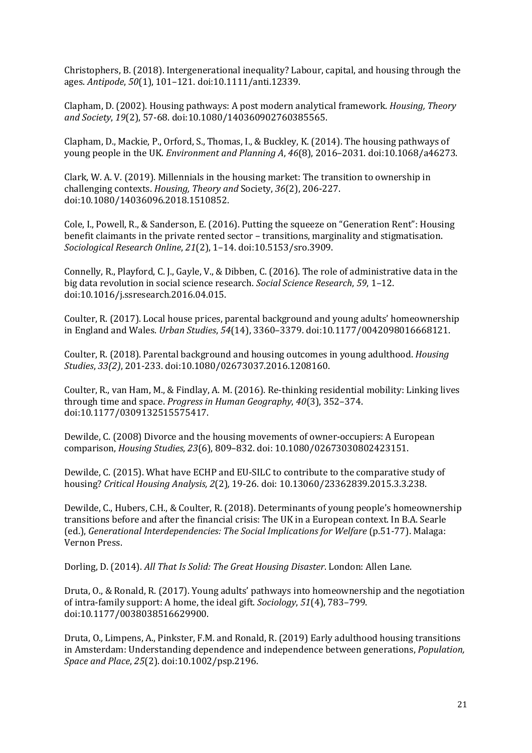Christophers, B. (2018). Intergenerational inequality? Labour, capital, and housing through the ages. *Antipode*, *50*(1), 101–121. doi:10.1111/anti.12339.

Clapham, D. (2002). Housing pathways: A post modern analytical framework. *Housing, Theory and Society*, *19*(2), 57-68. doi:10.1080/140360902760385565.

Clapham, D., Mackie, P., Orford, S., Thomas, I., & Buckley, K. (2014). The housing pathways of young people in the UK. *Environment and Planning A*, *46*(8), 2016–2031. doi:10.1068/a46273.

Clark, W. A. V. (2019). Millennials in the housing market: The transition to ownership in challenging contexts. *Housing, Theory and* Society, *36*(2), 206-227. doi:10.1080/14036096.2018.1510852.

Cole, I., Powell, R., & Sanderson, E. (2016). Putting the squeeze on "Generation Rent": Housing benefit claimants in the private rented sector – transitions, marginality and stigmatisation. *Sociological Research Online*, *21*(2), 1–14. doi:10.5153/sro.3909.

Connelly, R., Playford, C. J., Gayle, V., & Dibben, C. (2016). The role of administrative data in the big data revolution in social science research. *Social Science Research*, *59*, 1–12. doi:10.1016/j.ssresearch.2016.04.015.

Coulter, R. (2017). Local house prices, parental background and young adults' homeownership in England and Wales. *Urban Studies*, *54*(14), 3360–3379. doi:10.1177/0042098016668121.

Coulter, R. (2018). Parental background and housing outcomes in young adulthood. *Housing Studies*, *33(2)*, 201-233. doi:10.1080/02673037.2016.1208160.

Coulter, R., van Ham, M., & Findlay, A. M. (2016). Re-thinking residential mobility: Linking lives through time and space. *Progress in Human Geography*, *40*(3), 352–374. doi:10.1177/0309132515575417.

Dewilde, C. (2008) Divorce and the housing movements of owner-occupiers: A European comparison, *Housing Studies*, *23*(6), 809–832. doi: 10.1080/02673030802423151.

Dewilde, C. (2015). What have ECHP and EU-SILC to contribute to the comparative study of housing? *Critical Housing Analysis, 2*(2)*,* 19-26. doi: 10.13060/23362839.2015.3.3.238.

Dewilde, C., Hubers, C.H., & Coulter, R. (2018). Determinants of young people's homeownership transitions before and after the financial crisis: The UK in a European context. In B.A. Searle (ed.), *Generational Interdependencies: The Social Implications for Welfare* (p.51-77). Malaga: Vernon Press.

Dorling, D. (2014). *All That Is Solid: The Great Housing Disaster*. London: Allen Lane.

Druta, O., & Ronald, R. (2017). Young adults' pathways into homeownership and the negotiation of intra-family support: A home, the ideal gift. *Sociology*, *51*(4), 783–799. doi:10.1177/0038038516629900.

Druta, O., Limpens, A., Pinkster, F.M. and Ronald, R. (2019) Early adulthood housing transitions in Amsterdam: Understanding dependence and independence between generations, *Population, Space and Place*, *25*(2). doi:10.1002/psp.2196.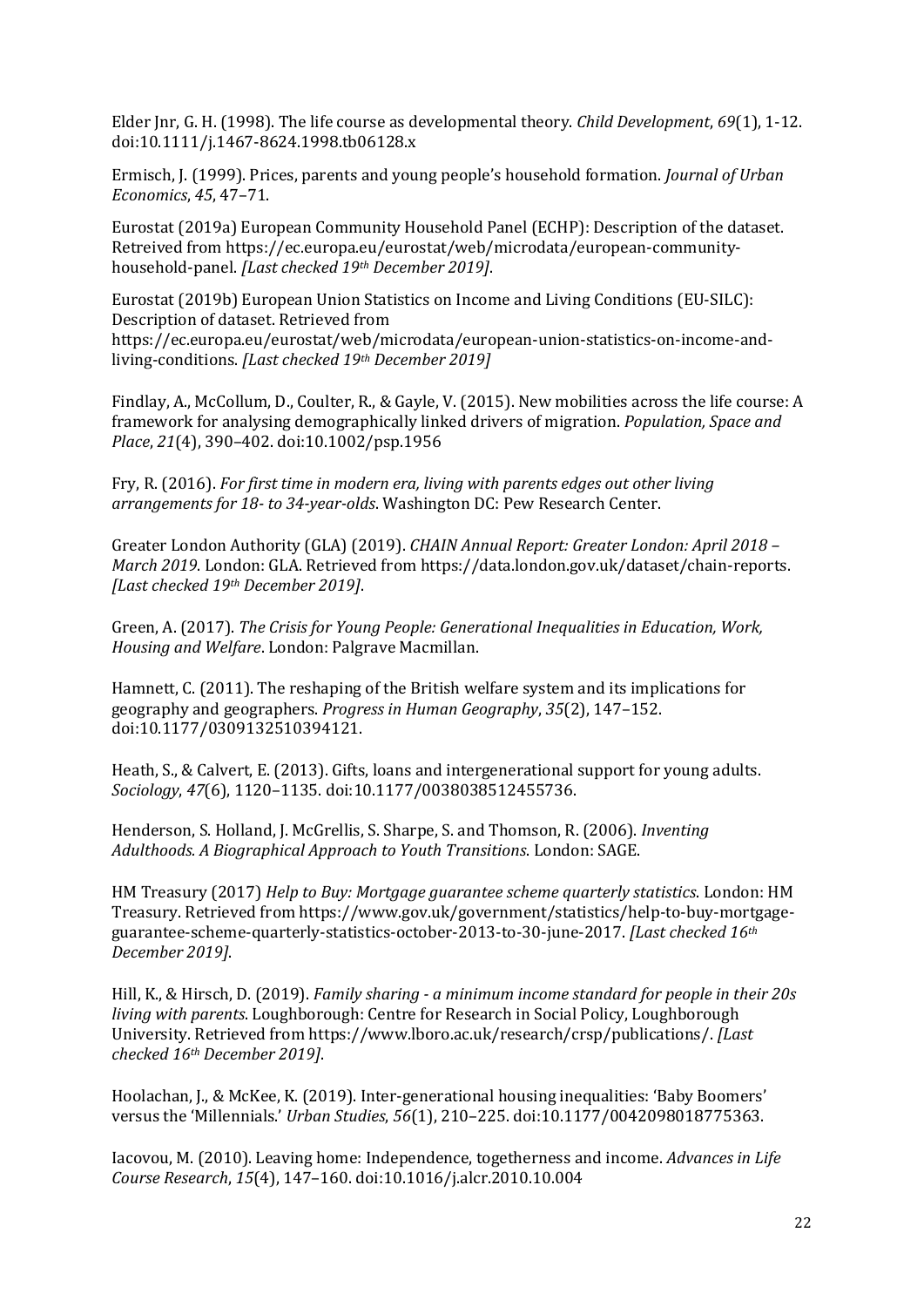Elder Jnr, G. H. (1998). The life course as developmental theory. *Child Development*, *69*(1), 1-12. doi:10.1111/j.1467-8624.1998.tb06128.x

Ermisch, J. (1999). Prices, parents and young people's household formation. *Journal of Urban Economics*, *45*, 47–71.

Eurostat (2019a) European Community Household Panel (ECHP): Description of the dataset. Retreived from https://ec.europa.eu/eurostat/web/microdata/european-community-household-panel. *[Last checked 19th December 2019]*.

Eurostat (2019b) European Union Statistics on Income and Living Conditions (EU-SILC): Description of dataset. Retrieved from https://ec.europa.eu/eurostat/web/microdata/european-union-statistics-on-income-and-living-conditions. *[Last checked 19th December 2019]*

Findlay, A., McCollum, D., Coulter, R., & Gayle, V. (2015). New mobilities across the life course: A framework for analysing demographically linked drivers of migration. *Population, Space and Place*, *21*(4), 390–402. doi:10.1002/psp.1956

Fry, R. (2016). *For first time in modern era, living with parents edges out other living arrangements for 18- to 34-year-olds*. Washington DC: Pew Research Center.

Greater London Authority (GLA) (2019). *CHAIN Annual Report: Greater London: April 2018 – March 2019*. London: GLA. Retrieved from https://data.london.gov.uk/dataset/chain-reports. *[Last checked 19th December 2019]*.

Green, A. (2017). *The Crisis for Young People: Generational Inequalities in Education, Work, Housing and Welfare*. London: Palgrave Macmillan.

Hamnett, C. (2011). The reshaping of the British welfare system and its implications for geography and geographers. *Progress in Human Geography*, *35*(2), 147–152. doi:10.1177/0309132510394121.

Heath, S., & Calvert, E. (2013). Gifts, loans and intergenerational support for young adults. *Sociology*, *47*(6), 1120–1135. doi:10.1177/0038038512455736.

Henderson, S. Holland, J. McGrellis, S. Sharpe, S. and Thomson, R. (2006). *Inventing Adulthoods. A Biographical Approach to Youth Transitions*. London: SAGE.

HM Treasury (2017) *Help to Buy: Mortgage guarantee scheme quarterly statistics*. London: HM Treasury. Retrieved from https://www.gov.uk/government/statistics/help-to-buy-mortgage-guarantee-scheme-quarterly-statistics-october-2013-to-30-june-2017. *[Last checked 16th December 2019]*.

Hill, K., & Hirsch, D. (2019). *Family sharing - a minimum income standard for people in their 20s living with parents*. Loughborough: Centre for Research in Social Policy, Loughborough University. Retrieved from https://www.lboro.ac.uk/research/crsp/publications/. *[Last checked 16th December 2019]*.

Hoolachan, J., & McKee, K. (2019). Inter-generational housing inequalities: 'Baby Boomers' versus the 'Millennials.' *Urban Studies*, *56*(1), 210–225. doi:10.1177/0042098018775363.

Iacovou, M. (2010). Leaving home: Independence, togetherness and income. *Advances in Life Course Research*, *15*(4), 147–160. doi:10.1016/j.alcr.2010.10.004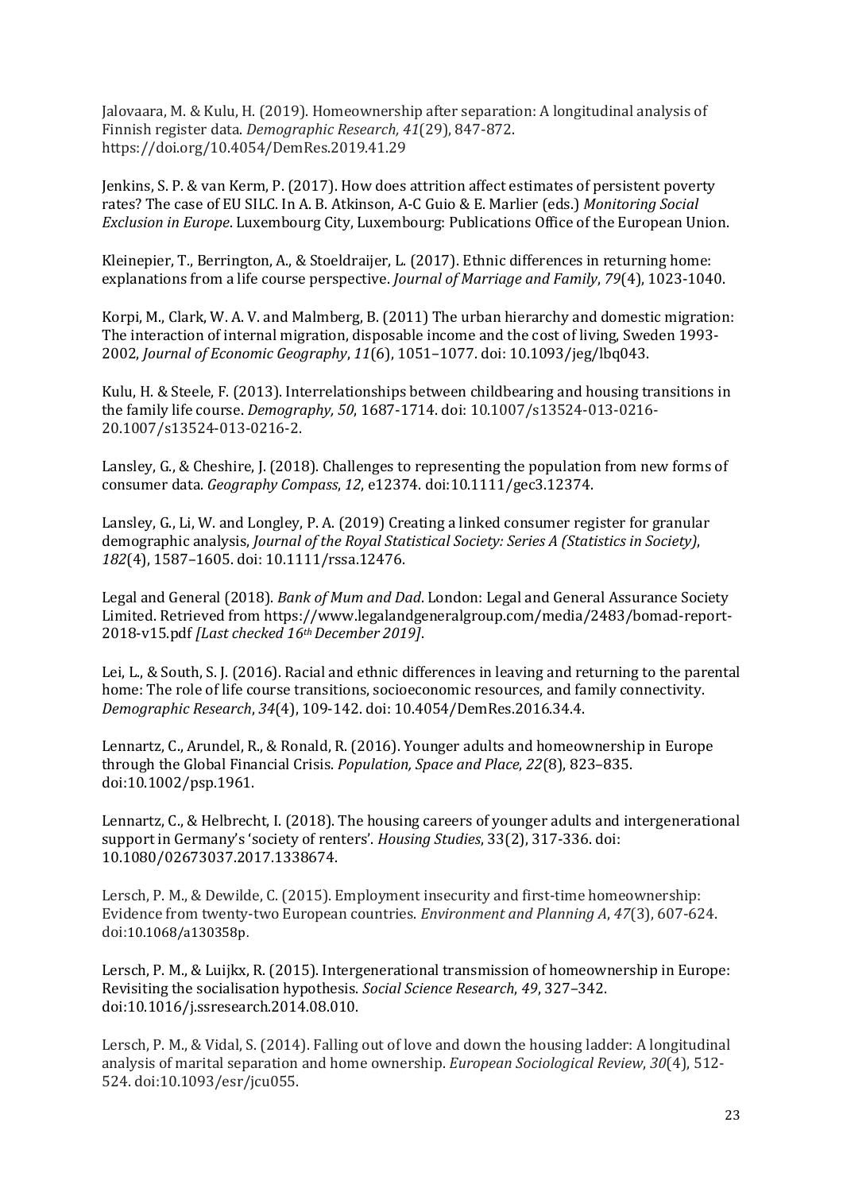Jalovaara, M. & Kulu, H. (2019). Homeownership after separation: A longitudinal analysis of Finnish register data. *Demographic Research, 41*(29), 847-872. https://doi.org/10.4054/DemRes.2019.41.29

Jenkins, S. P. & van Kerm, P. (2017). How does attrition affect estimates of persistent poverty rates? The case of EU SILC. In A. B. Atkinson, A-C Guio & E. Marlier (eds.) *Monitoring Social Exclusion in Europe*. Luxembourg City, Luxembourg: Publications Office of the European Union.

Kleinepier, T., Berrington, A., & Stoeldraijer, L. (2017). Ethnic differences in returning home: explanations from a life course perspective. *Journal of Marriage and Family*, *79*(4), 1023-1040.

Korpi, M., Clark, W. A. V. and Malmberg, B. (2011) The urban hierarchy and domestic migration: The interaction of internal migration, disposable income and the cost of living, Sweden 1993-2002, *Journal of Economic Geography*, *11*(6), 1051–1077. doi: 10.1093/jeg/lbq043.

Kulu, H. & Steele, F. (2013). Interrelationships between childbearing and housing transitions in the family life course. *Demography, 50*, 1687-1714. doi: 10.1007/s13524-013-0216-20.1007/s13524-013-0216-2.

Lansley, G., & Cheshire, J. (2018). Challenges to representing the population from new forms of consumer data. *Geography Compass*, *12*, e12374. doi:10.1111/gec3.12374.

Lansley, G., Li, W. and Longley, P. A. (2019) Creating a linked consumer register for granular demographic analysis, *Journal of the Royal Statistical Society: Series A (Statistics in Society)*, *182*(4), 1587–1605. doi: 10.1111/rssa.12476.

Legal and General (2018). *Bank of Mum and Dad*. London: Legal and General Assurance Society Limited. Retrieved from https://www.legalandgeneralgroup.com/media/2483/bomad-report-2018-v15.pdf *[Last checked 16th December 2019]*.

Lei, L., & South, S. J. (2016). Racial and ethnic differences in leaving and returning to the parental home: The role of life course transitions, socioeconomic resources, and family connectivity. *Demographic Research*, *34*(4), 109-142. doi: 10.4054/DemRes.2016.34.4.

Lennartz, C., Arundel, R., & Ronald, R. (2016). Younger adults and homeownership in Europe through the Global Financial Crisis. *Population, Space and Place*, *22*(8), 823–835. doi:10.1002/psp.1961.

Lennartz, C., & Helbrecht, I. (2018). The housing careers of younger adults and intergenerational support in Germany's 'society of renters'. *Housing Studies*, 33(2), 317-336. doi: 10.1080/02673037.2017.1338674.

Lersch, P. M., & Dewilde, C. (2015). Employment insecurity and first-time homeownership: Evidence from twenty-two European countries. *Environment and Planning A*, *47*(3), 607-624. doi:10.1068/a130358p.

Lersch, P. M., & Luijkx, R. (2015). Intergenerational transmission of homeownership in Europe: Revisiting the socialisation hypothesis. *Social Science Research*, *49*, 327–342. doi:10.1016/j.ssresearch.2014.08.010.

Lersch, P. M., & Vidal, S. (2014). Falling out of love and down the housing ladder: A longitudinal analysis of marital separation and home ownership. *European Sociological Review*, *30*(4), 512-524. doi:10.1093/esr/jcu055.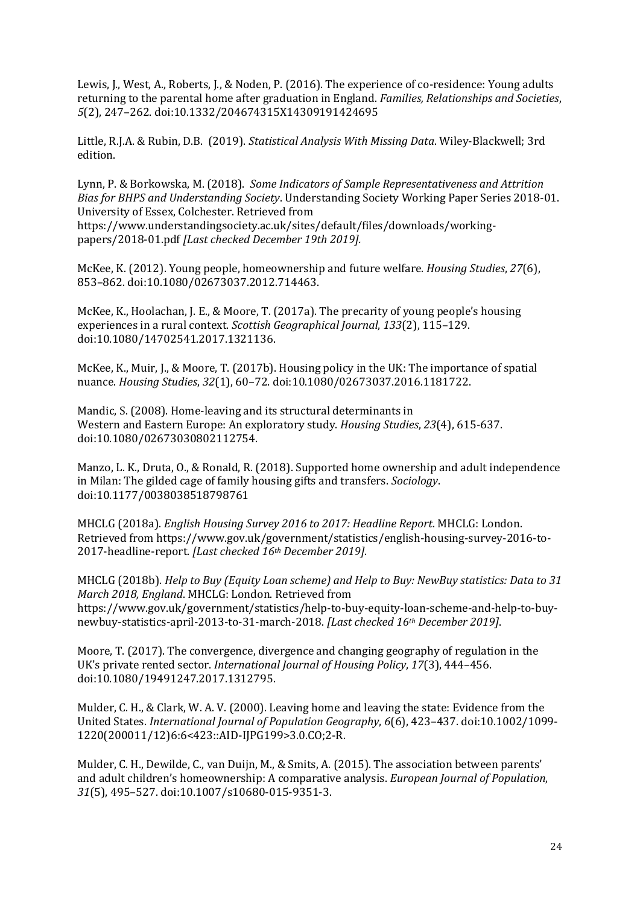Lewis, J., West, A., Roberts, J., & Noden, P. (2016). The experience of co-residence: Young adults returning to the parental home after graduation in England. *Families, Relationships and Societies*, *5*(2), 247–262. doi:10.1332/204674315X14309191424695

Little, R.J.A. & Rubin, D.B. (2019). *Statistical Analysis With Missing Data*. Wiley-Blackwell; 3rd edition.

Lynn, P. & Borkowska, M. (2018). *Some Indicators of Sample Representativeness and Attrition Bias for BHPS and Understanding Society*. Understanding Society Working Paper Series 2018-01. University of Essex, Colchester. Retrieved from https://www.understandingsociety.ac.uk/sites/default/files/downloads/working-papers/2018-01.pdf *[Last checked December 19th 2019].*

McKee, K. (2012). Young people, homeownership and future welfare. *Housing Studies*, *27*(6), 853–862. doi:10.1080/02673037.2012.714463.

McKee, K., Hoolachan, J. E., & Moore, T. (2017a). The precarity of young people's housing experiences in a rural context. *Scottish Geographical Journal*, *133*(2), 115–129. doi:10.1080/14702541.2017.1321136.

McKee, K., Muir, J., & Moore, T. (2017b). Housing policy in the UK: The importance of spatial nuance. *Housing Studies*, *32*(1), 60–72. doi:10.1080/02673037.2016.1181722.

Mandic, S. (2008). Home-leaving and its structural determinants in Western and Eastern Europe: An exploratory study. *Housing Studies*, *23*(4), 615-637. doi:10.1080/02673030802112754.

Manzo, L. K., Druta, O., & Ronald, R. (2018). Supported home ownership and adult independence in Milan: The gilded cage of family housing gifts and transfers. *Sociology*. doi:10.1177/0038038518798761

MHCLG (2018a). *English Housing Survey 2016 to 2017: Headline Report*. MHCLG: London. Retrieved from https://www.gov.uk/government/statistics/english-housing-survey-2016-to-2017-headline-report. *[Last checked 16th December 2019]*.

MHCLG (2018b). *Help to Buy (Equity Loan scheme) and Help to Buy: NewBuy statistics: Data to 31 March 2018, England*. MHCLG: London. Retrieved from https://www.gov.uk/government/statistics/help-to-buy-equity-loan-scheme-and-help-to-buy-newbuy-statistics-april-2013-to-31-march-2018. *[Last checked 16th December 2019]*.

Moore, T. (2017). The convergence, divergence and changing geography of regulation in the UK's private rented sector. *International Journal of Housing Policy*, *17*(3), 444–456. doi:10.1080/19491247.2017.1312795.

Mulder, C. H., & Clark, W. A. V. (2000). Leaving home and leaving the state: Evidence from the United States. *International Journal of Population Geography*, *6*(6), 423–437. doi:10.1002/1099-1220(200011/12)6:6<423::AID-IJPG199>3.0.CO;2-R.

Mulder, C. H., Dewilde, C., van Duijn, M., & Smits, A. (2015). The association between parents' and adult children's homeownership: A comparative analysis. *European Journal of Population*, *31*(5), 495–527. doi:10.1007/s10680-015-9351-3.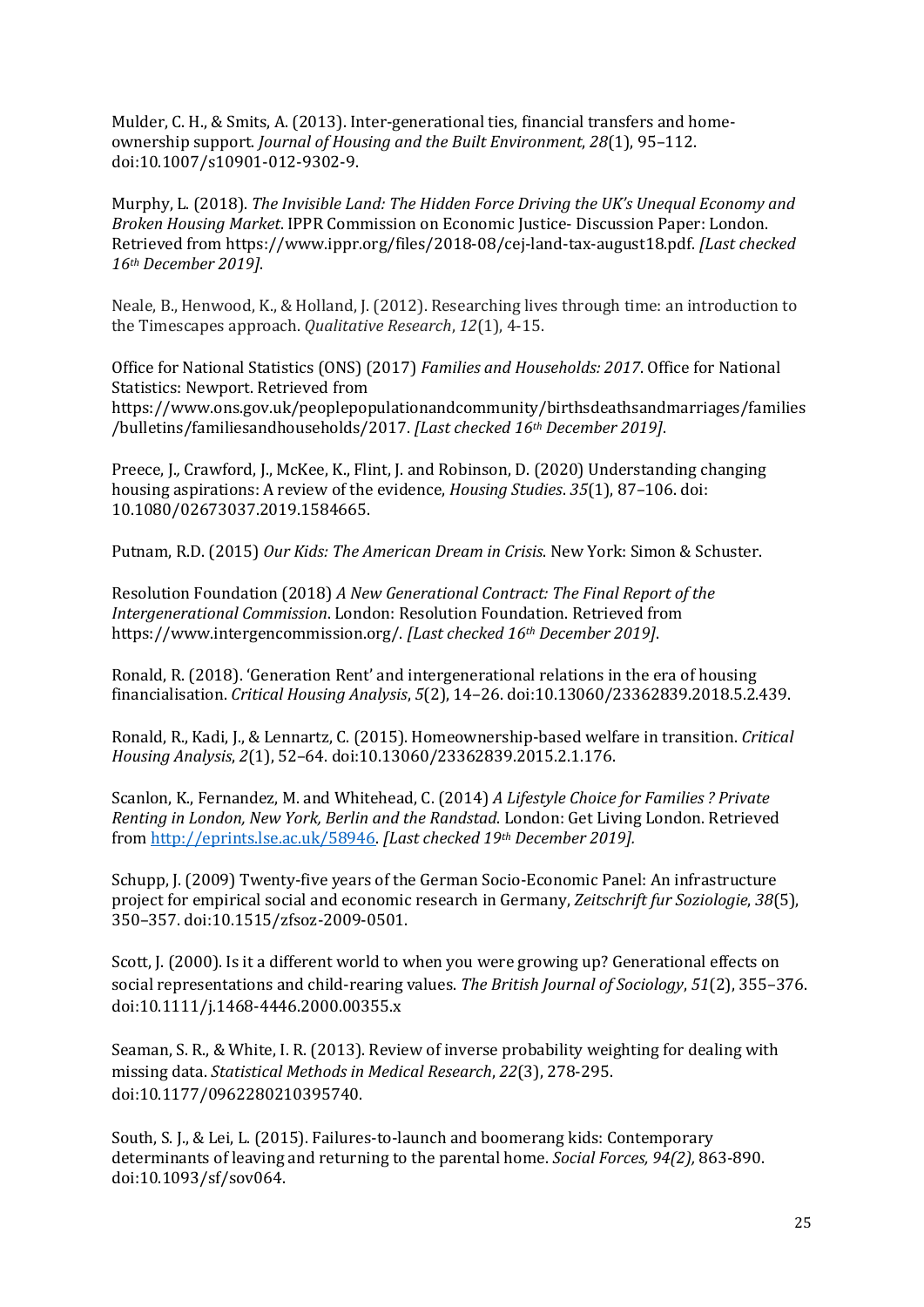Mulder, C. H., & Smits, A. (2013). Inter-generational ties, financial transfers and home-ownership support. *Journal of Housing and the Built Environment*, *28*(1), 95–112. doi:10.1007/s10901-012-9302-9.

Murphy, L. (2018). *The Invisible Land: The Hidden Force Driving the UK's Unequal Economy and Broken Housing Market*. IPPR Commission on Economic Justice- Discussion Paper: London. Retrieved from https://www.ippr.org/files/2018-08/cej-land-tax-august18.pdf. *[Last checked 16th December 2019]*.

Neale, B., Henwood, K., & Holland, J. (2012). Researching lives through time: an introduction to the Timescapes approach. *Qualitative Research*, *12*(1), 4-15.

Office for National Statistics (ONS) (2017) *Families and Households: 2017*. Office for National Statistics: Newport. Retrieved from https://www.ons.gov.uk/peoplepopulationandcommunity/birthsdeathsandmarriages/families/bulletins/familiesandhouseholds/2017. *[Last checked 16th December 2019]*.

Preece, J., Crawford, J., McKee, K., Flint, J. and Robinson, D. (2020) Understanding changing housing aspirations: A review of the evidence, *Housing Studies*. *35*(1), 87–106. doi: 10.1080/02673037.2019.1584665.

Putnam, R.D. (2015) *Our Kids: The American Dream in Crisis*. New York: Simon & Schuster.

Resolution Foundation (2018) *A New Generational Contract: The Final Report of the Intergenerational Commission*. London: Resolution Foundation. Retrieved from https://www.intergencommission.org/. *[Last checked 16th December 2019]*.

Ronald, R. (2018). 'Generation Rent' and intergenerational relations in the era of housing financialisation. *Critical Housing Analysis*, *5*(2), 14–26. doi:10.13060/23362839.2018.5.2.439.

Ronald, R., Kadi, J., & Lennartz, C. (2015). Homeownership-based welfare in transition. *Critical Housing Analysis*, *2*(1), 52–64. doi:10.13060/23362839.2015.2.1.176.

Scanlon, K., Fernandez, M. and Whitehead, C. (2014) *A Lifestyle Choice for Families ? Private Renting in London, New York, Berlin and the Randstad*. London: Get Living London. Retrieved from http://eprints.lse.ac.uk/58946. *[Last checked 19th December 2019].*

Schupp, J. (2009) Twenty-five years of the German Socio-Economic Panel: An infrastructure project for empirical social and economic research in Germany, *Zeitschrift fur Soziologie*, *38*(5), 350–357. doi:10.1515/zfsoz-2009-0501.

Scott, J. (2000). Is it a different world to when you were growing up? Generational effects on social representations and child-rearing values. *The British Journal of Sociology*, *51*(2), 355–376. doi:10.1111/j.1468-4446.2000.00355.x

Seaman, S. R., & White, I. R. (2013). Review of inverse probability weighting for dealing with missing data. *Statistical Methods in Medical Research*, *22*(3), 278-295. doi:10.1177/0962280210395740.

South, S. J., & Lei, L. (2015). Failures-to-launch and boomerang kids: Contemporary determinants of leaving and returning to the parental home. *Social Forces, 94(2),* 863-890. doi:10.1093/sf/sov064.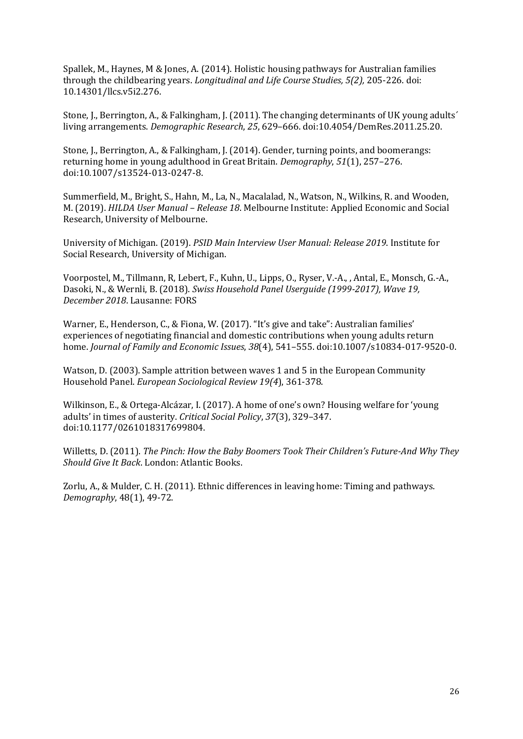Spallek, M., Haynes, M & Jones, A. (2014). Holistic housing pathways for Australian families through the childbearing years. *Longitudinal and Life Course Studies, 5(2),* 205-226. doi: 10.14301/llcs.v5i2.276.

Stone, J., Berrington, A., & Falkingham, J. (2011). The changing determinants of UK young adults´ living arrangements. *Demographic Research*, *25*, 629–666. doi:10.4054/DemRes.2011.25.20.

Stone, J., Berrington, A., & Falkingham, J. (2014). Gender, turning points, and boomerangs: returning home in young adulthood in Great Britain. *Demography*, *51*(1), 257–276. doi:10.1007/s13524-013-0247-8.

Summerfield, M., Bright, S., Hahn, M., La, N., Macalalad, N., Watson, N., Wilkins, R. and Wooden, M. (2019). *HILDA User Manual – Release 18*. Melbourne Institute: Applied Economic and Social Research, University of Melbourne.

University of Michigan. (2019). *PSID Main Interview User Manual: Release 2019*. Institute for Social Research, University of Michigan.

Voorpostel, M., Tillmann, R, Lebert, F., Kuhn, U., Lipps, O., Ryser, V.-A., , Antal, E., Monsch, G.-A., Dasoki, N., & Wernli, B. (2018). *Swiss Household Panel Userguide (1999-2017), Wave 19, December 2018*. Lausanne: FORS

Warner, E., Henderson, C., & Fiona, W. (2017). "It's give and take": Australian families' experiences of negotiating financial and domestic contributions when young adults return home. *Journal of Family and Economic Issues*, *38*(4), 541–555. doi:10.1007/s10834-017-9520-0.

Watson, D. (2003). Sample attrition between waves 1 and 5 in the European Community Household Panel. *European Sociological Review 19(4*), 361-378.

Wilkinson, E., & Ortega-Alcázar, I. (2017). A home of one's own? Housing welfare for 'young adults' in times of austerity. *Critical Social Policy*, *37*(3), 329–347. doi:10.1177/0261018317699804.

Willetts, D. (2011). *The Pinch: How the Baby Boomers Took Their Children's Future-And Why They Should Give It Back*. London: Atlantic Books.

Zorlu, A., & Mulder, C. H. (2011). Ethnic differences in leaving home: Timing and pathways. *Demography*, 48(1), 49-72.